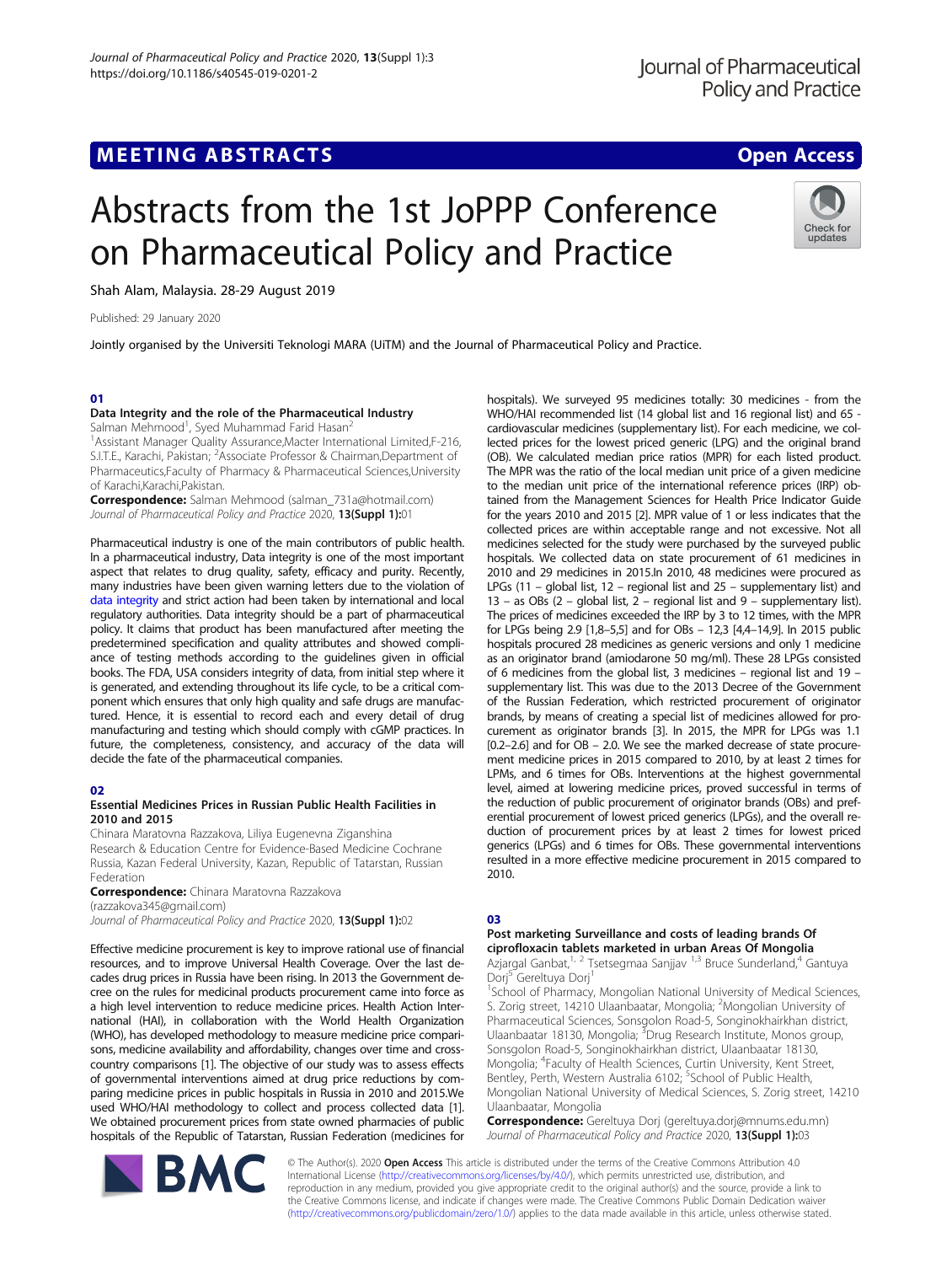# MEETING ABSTRACTS

# Abstracts from the 1st JoPPP Conference on Pharmaceutical Policy and Practice

Shah Alam, Malaysia. 28-29 August 2019

Published: 29 January 2020

Jointly organised by the Universiti Teknologi MARA (UiTM) and the Journal of Pharmaceutical Policy and Practice.

## 01

### Data Integrity and the role of the Pharmaceutical Industry

Salman Mehmood[1], Syed Muhammad Farid Hasan[2]

[1]Assistant Manager Quality Assurance,Macter International Limited,F-216, S.I.T.E., Karachi, Pakistan; [2]Associate Professor & Chairman,Department of Pharmaceutics,Faculty of Pharmacy & Pharmaceutical Sciences,University of Karachi,Karachi,Pakistan.

**Correspondence:** Salman Mehmood (salman_731a@hotmail.com)

*Journal of Pharmaceutical Policy and Practice* 2020, **13(Suppl 1):**01

Pharmaceutical industry is one of the main contributors of public health. In a pharmaceutical industry, Data integrity is one of the most important aspect that relates to drug quality, safety, efficacy and purity. Recently, many industries have been given warning letters due to the violation of data integrity and strict action had been taken by international and local regulatory authorities. Data integrity should be a part of pharmaceutical policy. It claims that product has been manufactured after meeting the predetermined specification and quality attributes and showed compliance of testing methods according to the guidelines given in official books. The FDA, USA considers integrity of data, from initial step where it is generated, and extending throughout its life cycle, to be a critical component which ensures that only high quality and safe drugs are manufactured. Hence, it is essential to record each and every detail of drug manufacturing and testing which should comply with cGMP practices. In future, the completeness, consistency, and accuracy of the data will decide the fate of the pharmaceutical companies.

## 02

### Essential Medicines Prices in Russian Public Health Facilities in 2010 and 2015

Chinara Maratovna Razzakova, Liliya Eugenevna Ziganshina

Research & Education Centre for Evidence-Based Medicine Cochrane Russia, Kazan Federal University, Kazan, Republic of Tatarstan, Russian Federation

**Correspondence:** Chinara Maratovna Razzakova (razzakova345@gmail.com)

*Journal of Pharmaceutical Policy and Practice* 2020, **13(Suppl 1):**02

Effective medicine procurement is key to improve rational use of financial resources, and to improve Universal Health Coverage. Over the last decades drug prices in Russia have been rising. In 2013 the Government decree on the rules for medicinal products procurement came into force as a high level intervention to reduce medicine prices. Health Action International (HAI), in collaboration with the World Health Organization (WHO), has developed methodology to measure medicine price comparisons, medicine availability and affordability, changes over time and cross-country comparisons [1]. The objective of our study was to assess effects of governmental interventions aimed at drug price reductions by comparing medicine prices in public hospitals in Russia in 2010 and 2015.We used WHO/HAI methodology to collect and process collected data [1]. We obtained procurement prices from state owned pharmacies of public hospitals of the Republic of Tatarstan, Russian Federation (medicines for hospitals). We surveyed 95 medicines totally: 30 medicines - from the WHO/HAI recommended list (14 global list and 16 regional list) and 65 - cardiovascular medicines (supplementary list). For each medicine, we collected prices for the lowest priced generic (LPG) and the original brand (OB). We calculated median price ratios (MPR) for each listed product. The MPR was the ratio of the local median unit price of a given medicine to the median unit price of the international reference prices (IRP) obtained from the Management Sciences for Health Price Indicator Guide for the years 2010 and 2015 [2]. MPR value of 1 or less indicates that the collected prices are within acceptable range and not excessive. Not all medicines selected for the study were purchased by the surveyed public hospitals. We collected data on state procurement of 61 medicines in 2010 and 29 medicines in 2015.In 2010, 48 medicines were procured as LPGs (11 – global list, 12 – regional list and 25 – supplementary list) and 13 – as OBs (2 – global list, 2 – regional list and 9 – supplementary list). The prices of medicines exceeded the IRP by 3 to 12 times, with the MPR for LPGs being 2.9 [1,8–5,5] and for OBs – 12,3 [4,4–14,9]. In 2015 public hospitals procured 28 medicines as generic versions and only 1 medicine as an originator brand (amiodarone 50 mg/ml). These 28 LPGs consisted of 6 medicines from the global list, 3 medicines – regional list and 19 – supplementary list. This was due to the 2013 Decree of the Government of the Russian Federation, which restricted procurement of originator brands, by means of creating a special list of medicines allowed for procurement as originator brands [3]. In 2015, the MPR for LPGs was 1.1 [0.2–2.6] and for OB – 2.0. We see the marked decrease of state procurement medicine prices in 2015 compared to 2010, by at least 2 times for LPMs, and 6 times for OBs. Interventions at the highest governmental level, aimed at lowering medicine prices, proved successful in terms of the reduction of public procurement of originator brands (OBs) and preferential procurement of lowest priced generics (LPGs), and the overall reduction of procurement prices by at least 2 times for lowest priced generics (LPGs) and 6 times for OBs. These governmental interventions resulted in a more effective medicine procurement in 2015 compared to 2010.

## 03

### Post marketing Surveillance and costs of leading brands Of ciprofloxacin tablets marketed in urban Areas Of Mongolia

Azjargal Ganbat,[1, 2] Tsetsegmaa Sanjjav [1,3] Bruce Sunderland,[4] Gantuya Dorj[5] Gereltuya Dorj[1]

[1]School of Pharmacy, Mongolian National University of Medical Sciences, S. Zorig street, 14210 Ulaanbaatar, Mongolia; [2]Mongolian University of Pharmaceutical Sciences, Sonsgolon Road-5, Songinokhairkhan district, Ulaanbaatar 18130, Mongolia; [3]Drug Research Institute, Monos group, Sonsgolon Road-5, Songinokhairkhan district, Ulaanbaatar 18130, Mongolia; [4]Faculty of Health Sciences, Curtin University, Kent Street, Bentley, Perth, Western Australia 6102; [5]School of Public Health, Mongolian National University of Medical Sciences, S. Zorig street, 14210 Ulaanbaatar, Mongolia

**Correspondence:** Gereltuya Dorj (gereltuya.dorj@mnums.edu.mn)

*Journal of Pharmaceutical Policy and Practice* 2020, **13(Suppl 1):**03

© The Author(s). 2020 **Open Access** This article is distributed under the terms of the Creative Commons Attribution 4.0 International License (http://creativecommons.org/licenses/by/4.0/), which permits unrestricted use, distribution, and reproduction in any medium, provided you give appropriate credit to the original author(s) and the source, provide a link to the Creative Commons license, and indicate if changes were made. The Creative Commons Public Domain Dedication waiver (http://creativecommons.org/publicdomain/zero/1.0/) applies to the data made available in this article, unless otherwise stated.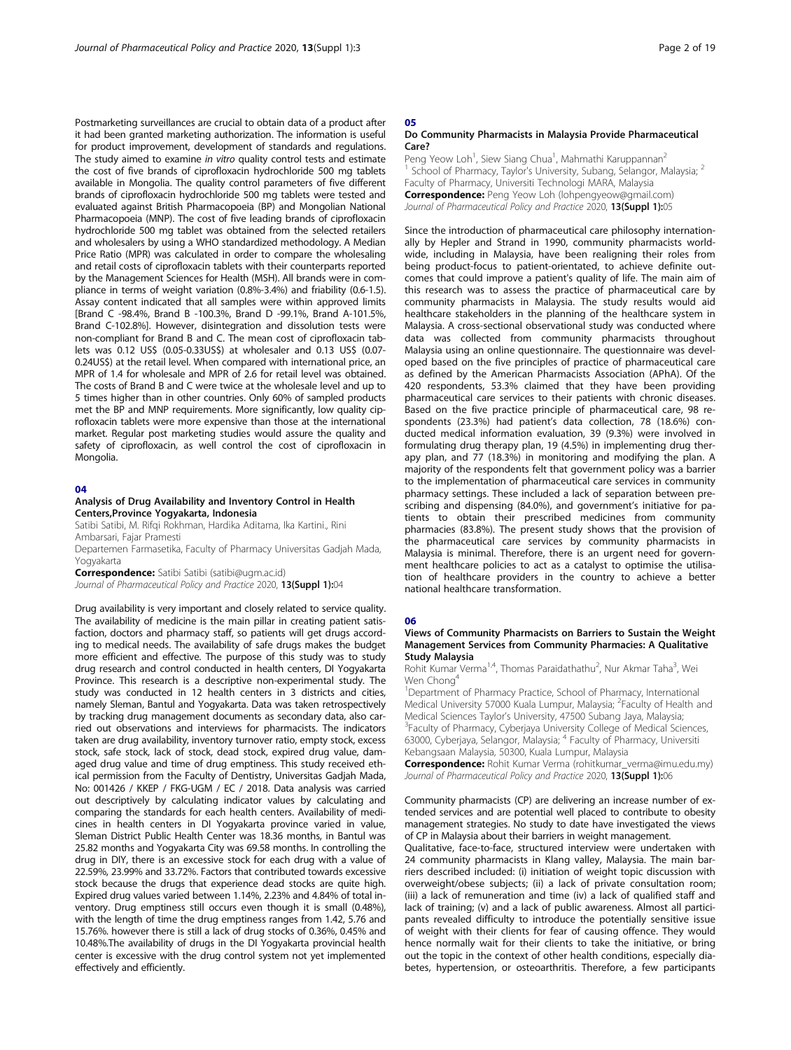Postmarketing surveillances are crucial to obtain data of a product after it had been granted marketing authorization. The information is useful for product improvement, development of standards and regulations. The study aimed to examine *in vitro* quality control tests and estimate the cost of five brands of ciprofloxacin hydrochloride 500 mg tablets available in Mongolia. The quality control parameters of five different brands of ciprofloxacin hydrochloride 500 mg tablets were tested and evaluated against British Pharmacopoeia (BP) and Mongolian National Pharmacopoeia (MNP). The cost of five leading brands of ciprofloxacin hydrochloride 500 mg tablet was obtained from the selected retailers and wholesalers by using a WHO standardized methodology. A Median Price Ratio (MPR) was calculated in order to compare the wholesaling and retail costs of ciprofloxacin tablets with their counterparts reported by the Management Sciences for Health (MSH). All brands were in compliance in terms of weight variation (0.8%-3.4%) and friability (0.6-1.5). Assay content indicated that all samples were within approved limits [Brand C -98.4%, Brand B -100.3%, Brand D -99.1%, Brand A-101.5%, Brand C-102.8%]. However, disintegration and dissolution tests were non-compliant for Brand B and C. The mean cost of ciprofloxacin tablets was 0.12 US$ (0.05-0.33US$) at wholesaler and 0.13 US$ (0.07-0.24US$) at the retail level. When compared with international price, an MPR of 1.4 for wholesale and MPR of 2.6 for retail level was obtained. The costs of Brand B and C were twice at the wholesale level and up to 5 times higher than in other countries. Only 60% of sampled products met the BP and MNP requirements. More significantly, low quality ciprofloxacin tablets were more expensive than those at the international market. Regular post marketing studies would assure the quality and safety of ciprofloxacin, as well control the cost of ciprofloxacin in Mongolia.

## 04

### Analysis of Drug Availability and Inventory Control in Health Centers,Province Yogyakarta, Indonesia

Satibi Satibi, M. Rifqi Rokhman, Hardika Aditama, Ika Kartini., Rini Ambarsari, Fajar Pramesti

Departemen Farmasetika, Faculty of Pharmacy Universitas Gadjah Mada, Yogyakarta

**Correspondence:** Satibi Satibi (satibi@ugm.ac.id)

*Journal of Pharmaceutical Policy and Practice* 2020, **13(Suppl 1):**04

Drug availability is very important and closely related to service quality. The availability of medicine is the main pillar in creating patient satisfaction, doctors and pharmacy staff, so patients will get drugs according to medical needs. The availability of safe drugs makes the budget more efficient and effective. The purpose of this study was to study drug research and control conducted in health centers, DI Yogyakarta Province. This research is a descriptive non-experimental study. The study was conducted in 12 health centers in 3 districts and cities, namely Sleman, Bantul and Yogyakarta. Data was taken retrospectively by tracking drug management documents as secondary data, also carried out observations and interviews for pharmacists. The indicators taken are drug availability, inventory turnover ratio, empty stock, excess stock, safe stock, lack of stock, dead stock, expired drug value, damaged drug value and time of drug emptiness. This study received ethical permission from the Faculty of Dentistry, Universitas Gadjah Mada, No: 001426 / KKEP / FKG-UGM / EC / 2018. Data analysis was carried out descriptively by calculating indicator values by calculating and comparing the standards for each health centers. Availability of medicines in health centers in DI Yogyakarta province varied in value, Sleman District Public Health Center was 18.36 months, in Bantul was 25.82 months and Yogyakarta City was 69.58 months. In controlling the drug in DIY, there is an excessive stock for each drug with a value of 22.59%, 23.99% and 33.72%. Factors that contributed towards excessive stock because the drugs that experience dead stocks are quite high. Expired drug values varied between 1.14%, 2.23% and 4.84% of total inventory. Drug emptiness still occurs even though it is small (0.48%), with the length of time the drug emptiness ranges from 1.42, 5.76 and 15.76%. however there is still a lack of drug stocks of 0.36%, 0.45% and 10.48%.The availability of drugs in the DI Yogyakarta provincial health center is excessive with the drug control system not yet implemented effectively and efficiently.

## 05

### Do Community Pharmacists in Malaysia Provide Pharmaceutical Care?

Peng Yeow Loh[1], Siew Siang Chua[1], Mahmathi Karuppannan[2]

[1] School of Pharmacy, Taylor's University, Subang, Selangor, Malaysia; [2] Faculty of Pharmacy, Universiti Technologi MARA, Malaysia

**Correspondence:** Peng Yeow Loh (lohpengyeow@gmail.com)

*Journal of Pharmaceutical Policy and Practice* 2020, **13(Suppl 1):**05

Since the introduction of pharmaceutical care philosophy internationally by Hepler and Strand in 1990, community pharmacists worldwide, including in Malaysia, have been realigning their roles from being product-focus to patient-orientated, to achieve definite outcomes that could improve a patient's quality of life. The main aim of this research was to assess the practice of pharmaceutical care by community pharmacists in Malaysia. The study results would aid healthcare stakeholders in the planning of the healthcare system in Malaysia. A cross-sectional observational study was conducted where data was collected from community pharmacists throughout Malaysia using an online questionnaire. The questionnaire was developed based on the five principles of practice of pharmaceutical care as defined by the American Pharmacists Association (APhA). Of the 420 respondents, 53.3% claimed that they have been providing pharmaceutical care services to their patients with chronic diseases. Based on the five practice principle of pharmaceutical care, 98 respondents (23.3%) had patient's data collection, 78 (18.6%) conducted medical information evaluation, 39 (9.3%) were involved in formulating drug therapy plan, 19 (4.5%) in implementing drug therapy plan, and 77 (18.3%) in monitoring and modifying the plan. A majority of the respondents felt that government policy was a barrier to the implementation of pharmaceutical care services in community pharmacy settings. These included a lack of separation between prescribing and dispensing (84.0%), and government's initiative for patients to obtain their prescribed medicines from community pharmacies (83.8%). The present study shows that the provision of the pharmaceutical care services by community pharmacists in Malaysia is minimal. Therefore, there is an urgent need for government healthcare policies to act as a catalyst to optimise the utilisation of healthcare providers in the country to achieve a better national healthcare transformation.

## 06

### Views of Community Pharmacists on Barriers to Sustain the Weight Management Services from Community Pharmacies: A Qualitative Study Malaysia

Rohit Kumar Verma[1,4], Thomas Paraidathathu[2], Nur Akmar Taha[3], Wei Wen Chong[4]

[1]Department of Pharmacy Practice, School of Pharmacy, International Medical University 57000 Kuala Lumpur, Malaysia; [2]Faculty of Health and Medical Sciences Taylor's University, 47500 Subang Jaya, Malaysia; [3]Faculty of Pharmacy, Cyberjaya University College of Medical Sciences, 63000, Cyberjaya, Selangor, Malaysia; [4] Faculty of Pharmacy, Universiti Kebangsaan Malaysia, 50300, Kuala Lumpur, Malaysia

**Correspondence:** Rohit Kumar Verma (rohitkumar_verma@imu.edu.my)

*Journal of Pharmaceutical Policy and Practice* 2020, **13(Suppl 1):**06

Community pharmacists (CP) are delivering an increase number of extended services and are potential well placed to contribute to obesity management strategies. No study to date have investigated the views of CP in Malaysia about their barriers in weight management.

Qualitative, face-to-face, structured interview were undertaken with 24 community pharmacists in Klang valley, Malaysia. The main barriers described included: (i) initiation of weight topic discussion with overweight/obese subjects; (ii) a lack of private consultation room; (iii) a lack of remuneration and time (iv) a lack of qualified staff and lack of training; (v) and a lack of public awareness. Almost all participants revealed difficulty to introduce the potentially sensitive issue of weight with their clients for fear of causing offence. They would hence normally wait for their clients to take the initiative, or bring out the topic in the context of other health conditions, especially diabetes, hypertension, or osteoarthritis. Therefore, a few participants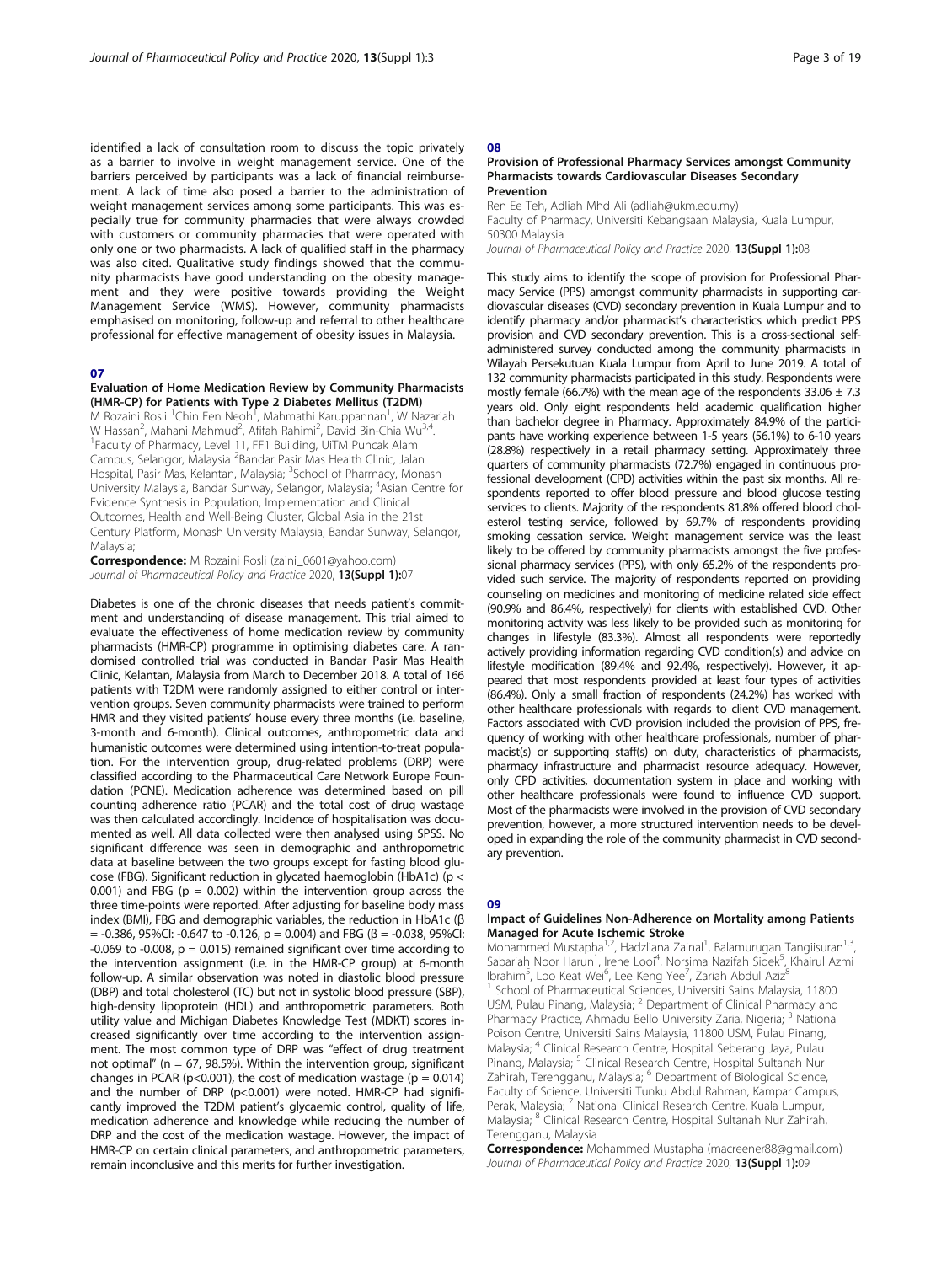identified a lack of consultation room to discuss the topic privately as a barrier to involve in weight management service. One of the barriers perceived by participants was a lack of financial reimbursement. A lack of time also posed a barrier to the administration of weight management services among some participants. This was especially true for community pharmacies that were always crowded with customers or community pharmacies that were operated with only one or two pharmacists. A lack of qualified staff in the pharmacy was also cited. Qualitative study findings showed that the community pharmacists have good understanding on the obesity management and they were positive towards providing the Weight Management Service (WMS). However, community pharmacists emphasised on monitoring, follow-up and referral to other healthcare professional for effective management of obesity issues in Malaysia.

## 07

### Evaluation of Home Medication Review by Community Pharmacists (HMR-CP) for Patients with Type 2 Diabetes Mellitus (T2DM)

M Rozaini Rosli [1] Chin Fen Neoh[1], Mahmathi Karuppannan[1], W Nazariah W Hassan[2], Mahani Mahmud[2], Afifah Rahimi[2], David Bin-Chia Wu[3,4].
[1]Faculty of Pharmacy, Level 11, FF1 Building, UiTM Puncak Alam Campus, Selangor, Malaysia [2]Bandar Pasir Mas Health Clinic, Jalan Hospital, Pasir Mas, Kelantan, Malaysia; [3]School of Pharmacy, Monash University Malaysia, Bandar Sunway, Selangor, Malaysia; [4]Asian Centre for Evidence Synthesis in Population, Implementation and Clinical Outcomes, Health and Well-Being Cluster, Global Asia in the 21st Century Platform, Monash University Malaysia, Bandar Sunway, Selangor, Malaysia;

**Correspondence:** M Rozaini Rosli (zaini_0601@yahoo.com)
*Journal of Pharmaceutical Policy and Practice* 2020, **13(Suppl 1):**07

Diabetes is one of the chronic diseases that needs patient's commitment and understanding of disease management. This trial aimed to evaluate the effectiveness of home medication review by community pharmacists (HMR-CP) programme in optimising diabetes care. A randomised controlled trial was conducted in Bandar Pasir Mas Health Clinic, Kelantan, Malaysia from March to December 2018. A total of 166 patients with T2DM were randomly assigned to either control or intervention groups. Seven community pharmacists were trained to perform HMR and they visited patients' house every three months (i.e. baseline, 3-month and 6-month). Clinical outcomes, anthropometric data and humanistic outcomes were determined using intention-to-treat population. For the intervention group, drug-related problems (DRP) were classified according to the Pharmaceutical Care Network Europe Foundation (PCNE). Medication adherence was determined based on pill counting adherence ratio (PCAR) and the total cost of drug wastage was then calculated accordingly. Incidence of hospitalisation was documented as well. All data collected were then analysed using SPSS. No significant difference was seen in demographic and anthropometric data at baseline between the two groups except for fasting blood glucose (FBG). Significant reduction in glycated haemoglobin (HbA1c) ($p < 0.001$) and FBG ($p = 0.002$) within the intervention group across the three time-points were reported. After adjusting for baseline body mass index (BMI), FBG and demographic variables, the reduction in HbA1c ($\beta = -0.386$, 95%CI: -0.647 to -0.126, $p = 0.004$) and FBG ($\beta = -0.038$, 95%CI: -0.069 to -0.008, $p = 0.015$) remained significant over time according to the intervention assignment (i.e. in the HMR-CP group) at 6-month follow-up. A similar observation was noted in diastolic blood pressure (DBP) and total cholesterol (TC) but not in systolic blood pressure (SBP), high-density lipoprotein (HDL) and anthropometric parameters. Both utility value and Michigan Diabetes Knowledge Test (MDKT) scores increased significantly over time according to the intervention assignment. The most common type of DRP was "effect of drug treatment not optimal" ($n = 67$, 98.5%). Within the intervention group, significant changes in PCAR ($p<0.001$), the cost of medication wastage ($p = 0.014$) and the number of DRP ($p<0.001$) were noted. HMR-CP had significantly improved the T2DM patient's glycaemic control, quality of life, medication adherence and knowledge while reducing the number of DRP and the cost of the medication wastage. However, the impact of HMR-CP on certain clinical parameters, and anthropometric parameters, remain inconclusive and this merits for further investigation.

## 08

### Provision of Professional Pharmacy Services amongst Community Pharmacists towards Cardiovascular Diseases Secondary Prevention

Ren Ee Teh, Adliah Mhd Ali (adliah@ukm.edu.my)
Faculty of Pharmacy, Universiti Kebangsaan Malaysia, Kuala Lumpur, 50300 Malaysia
*Journal of Pharmaceutical Policy and Practice* 2020, **13(Suppl 1):**08

This study aims to identify the scope of provision for Professional Pharmacy Service (PPS) amongst community pharmacists in supporting cardiovascular diseases (CVD) secondary prevention in Kuala Lumpur and to identify pharmacy and/or pharmacist's characteristics which predict PPS provision and CVD secondary prevention. This is a cross-sectional self-administered survey conducted among the community pharmacists in Wilayah Persekutuan Kuala Lumpur from April to June 2019. A total of 132 community pharmacists participated in this study. Respondents were mostly female (66.7%) with the mean age of the respondents 33.06 ± 7.3 years old. Only eight respondents held academic qualification higher than bachelor degree in Pharmacy. Approximately 84.9% of the participants have working experience between 1-5 years (56.1%) to 6-10 years (28.8%) respectively in a retail pharmacy setting. Approximately three quarters of community pharmacists (72.7%) engaged in continuous professional development (CPD) activities within the past six months. All respondents reported to offer blood pressure and blood glucose testing services to clients. Majority of the respondents 81.8% offered blood cholesterol testing service, followed by 69.7% of respondents providing smoking cessation service. Weight management service was the least likely to be offered by community pharmacists amongst the five professional pharmacy services (PPS), with only 65.2% of the respondents provided such service. The majority of respondents reported on providing counseling on medicines and monitoring of medicine related side effect (90.9% and 86.4%, respectively) for clients with established CVD. Other monitoring activity was less likely to be provided such as monitoring for changes in lifestyle (83.3%). Almost all respondents were reportedly actively providing information regarding CVD condition(s) and advice on lifestyle modification (89.4% and 92.4%, respectively). However, it appeared that most respondents provided at least four types of activities (86.4%). Only a small fraction of respondents (24.2%) has worked with other healthcare professionals with regards to client CVD management. Factors associated with CVD provision included the provision of PPS, frequency of working with other healthcare professionals, number of pharmacist(s) or supporting staff(s) on duty, characteristics of pharmacists, pharmacy infrastructure and pharmacist resource adequacy. However, only CPD activities, documentation system in place and working with other healthcare professionals were found to influence CVD support. Most of the pharmacists were involved in the provision of CVD secondary prevention, however, a more structured intervention needs to be developed in expanding the role of the community pharmacist in CVD secondary prevention.

## 09

### Impact of Guidelines Non-Adherence on Mortality among Patients Managed for Acute Ischemic Stroke

Mohammed Mustapha[1,2], Hadzliana Zainal[1], Balamurugan Tangiisuran[1,3], Sabariah Noor Harun[1], Irene Looi[4], Norsima Nazifah Sidek[5], Khairul Azmi Ibrahim[5], Loo Keat Wei[6], Lee Keng Yee[7], Zariah Abdul Aziz[8]
[1] School of Pharmaceutical Sciences, Universiti Sains Malaysia, 11800 USM, Pulau Pinang, Malaysia; [2] Department of Clinical Pharmacy and Pharmacy Practice, Ahmadu Bello University Zaria, Nigeria; [3] National Poison Centre, Universiti Sains Malaysia, 11800 USM, Pulau Pinang, Malaysia; [4] Clinical Research Centre, Hospital Seberang Jaya, Pulau Pinang, Malaysia; [5] Clinical Research Centre, Hospital Sultanah Nur Zahirah, Terengganu, Malaysia; [6] Department of Biological Science, Faculty of Science, Universiti Tunku Abdul Rahman, Kampar Campus, Perak, Malaysia; [7] National Clinical Research Centre, Kuala Lumpur, Malaysia; [8] Clinical Research Centre, Hospital Sultanah Nur Zahirah, Terengganu, Malaysia

**Correspondence:** Mohammed Mustapha (macreener88@gmail.com)
*Journal of Pharmaceutical Policy and Practice* 2020, **13(Suppl 1):**09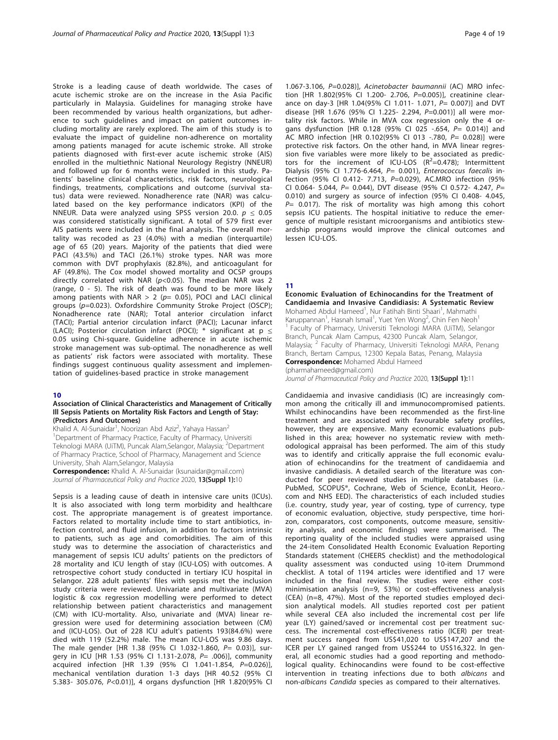Stroke is a leading cause of death worldwide. The cases of acute ischemic stroke are on the increase in the Asia Pacific particularly in Malaysia. Guidelines for managing stroke have been recommended by various health organizations, but adherence to such guidelines and impact on patient outcomes including mortality are rarely explored. The aim of this study is to evaluate the impact of guideline non-adherence on mortality among patients managed for acute ischemic stroke. All stroke patients diagnosed with first-ever acute ischemic stroke (AIS) enrolled in the multiethnic National Neurology Registry (NNEUR) and followed up for 6 months were included in this study. Patients' baseline clinical characteristics, risk factors, neurological findings, treatments, complications and outcome (survival status) data were reviewed. Nonadherence rate (NAR) was calculated based on the key performance indicators (KPI) of the NNEUR. Data were analyzed using SPSS version 20.0. $p \leq 0.05$ was considered statistically significant. A total of 579 first ever AIS patients were included in the final analysis. The overall mortality was recoded as 23 (4.0%) with a median (interquartile) age of 65 (20) years. Majority of the patients that died were PACI (43.5%) and TACI (26.1%) stroke types. NAR was more common with DVT prophylaxis (82.8%), and anticoagulant for AF (49.8%). The Cox model showed mortality and OCSP groups directly correlated with NAR ($p<0.05$). The median NAR was 2 (range, 0 - 5). The risk of death was found to be more likely among patients with NAR > 2 ($p$= 0.05), POCI and LACI clinical groups ($p$=0.023). Oxfordshire Community Stroke Project (OSCP); Nonadherence rate (NAR); Total anterior circulation infarct (TACI); Partial anterior circulation infarct (PACI); Lacunar infarct (LACI); Posterior circulation infarct (POCI); * significant at $p \leq 0.05$ using Chi-square. Guideline adherence in acute ischemic stroke management was sub-optimal. The nonadherence as well as patients' risk factors were associated with mortality. These findings suggest continuous quality assessment and implementation of guidelines-based practice in stroke management

## 10

### Association of Clinical Characteristics and Management of Critically Ill Sepsis Patients on Mortality Risk Factors and Length of Stay: (Predictors And Outcomes)

Khalid A. Al-Sunaidar[1], Noorizan Abd Aziz[2], Yahaya Hassan[2]

[1]Department of Pharmacy Practice, Faculty of Pharmacy, Universiti Teknologi MARA (UiTM), Puncak Alam,Selangor, Malaysia; [2]Department of Pharmacy Practice, School of Pharmacy, Management and Science University, Shah Alam,Selangor, Malaysia

**Correspondence:** Khalid A. Al-Sunaidar (ksunaidar@gmail.com)

*Journal of Pharmaceutical Policy and Practice* 2020, **13(Suppl 1):**10

Sepsis is a leading cause of death in intensive care units (ICUs). It is also associated with long term morbidity and healthcare cost. The appropriate management is of greatest importance. Factors related to mortality include time to start antibiotics, infection control, and fluid infusion, in addition to factors intrinsic to patients, such as age and comorbidities. The aim of this study was to determine the association of characteristics and management of sepsis ICU adults' patients on the predictors of 28 mortality and ICU length of stay (ICU-LOS) with outcomes. A retrospective cohort study conducted in tertiary ICU hospital in Selangor. 228 adult patients' files with sepsis met the inclusion study criteria were reviewed. Univariate and multivariate (MVA) logistic & cox regression modelling were performed to detect relationship between patient characteristics and management (CM) with ICU-mortality. Also, univariate and (MVA) linear regression were used for determining association between (CM) and (ICU-LOS). Out of 228 ICU adult's patients 193(84.6%) were died with 119 (52.2%) male. The mean ICU-LOS was 9.86 days. The male gender [HR 1.38 (95% CI 1.032-1.860, $P$= 0.03)], surgery in ICU [HR 1.53 (95% CI 1.131-2.078, $P$= .006)], community acquired infection [HR 1.39 (95% CI 1.041-1.854, $P$=0.026)], mechanical ventilation duration 1-3 days [HR 40.52 (95% CI 5.383- 305.076, $P$<0.01)], 4 organs dysfunction [HR 1.820(95% CI 1.067-3.106, $P$=0.028)], *Acinetobacter baumannii* (AC) MRO infection [HR 1.802(95% CI 1.200- 2.706, $P$=0.005)], creatinine clearance on day-3 [HR 1.04(95% CI 1.011- 1.071, $P$= 0.007)] and DVT disease [HR 1.676 (95% CI 1.225- 2.294, $P$=0.001)] all were mortality risk factors. While in MVA cox regression only the 4 organs dysfunction [HR 0.128 (95% CI 025 -.654, $P$= 0.014)] and AC MRO infection [HR 0.102(95% CI 013 -.780, $P$= 0.028)] were protective risk factors. On the other hand, in MVA linear regression five variables were more likely to be associated as predictors for the increment of ICU-LOS ($R^2$=0.478); Intermittent Dialysis (95% CI 1.776-6.464, $P$= 0.001), *Enterococcus faecalis* infection (95% CI 0.412- 7.713, $P$=0.029), AC.MRO infection (95% CI 0.064- 5.044, $P$= 0.044), DVT disease (95% CI 0.572- 4.247, $P$= 0.010) and surgery as source of infection (95% CI 0.408- 4.045, $P$= 0.017). The risk of mortality was high among this cohort sepsis ICU patients. The hospital initiative to reduce the emergence of multiple resistant microorganisms and antibiotics stewardship programs would improve the clinical outcomes and lessen ICU-LOS.

## 11

### Economic Evaluation of Echinocandins for the Treatment of Candidaemia and Invasive Candidiasis: A Systematic Review

Mohamed Abdul Hameed[1], Nur Fatihah Binti Shaari[1], Mahmathi Karuppannan[1], Hasnah Ismail[1], Yuet Yen Wong[2], Chin Fen Neoh[1]

[1] Faculty of Pharmacy, Universiti Teknologi MARA (UiTM), Selangor Branch, Puncak Alam Campus, 42300 Puncak Alam, Selangor, Malaysia; [2] Faculty of Pharmacy, Universiti Teknologi MARA, Penang Branch, Bertam Campus, 12300 Kepala Batas, Penang, Malaysia

**Correspondence:** Mohamed Abdul Hameed (pharmahameed@gmail.com)

*Journal of Pharmaceutical Policy and Practice* 2020, **13(Suppl 1):**11

Candidaemia and invasive candidiasis (IC) are increasingly common among the critically ill and immunocompromised patients. Whilst echinocandins have been recommended as the first-line treatment and are associated with favourable safety profiles, however, they are expensive. Many economic evaluations published in this area; however no systematic review with methodological appraisal has been performed. The aim of this study was to identify and critically appraise the full economic evaluation of echinocandins for the treatment of candidaemia and invasive candidiasis. A detailed search of the literature was conducted for peer reviewed studies in multiple databases (i.e. PubMed, SCOPUS®, Cochrane, Web of Science, EconLit, Heoro.com and NHS EED). The characteristics of each included studies (i.e. country, study year, year of costing, type of currency, type of economic evaluation, objective, study perspective, time horizon, comparators, cost components, outcome measure, sensitivity analysis, and economic findings) were summarised. The reporting quality of the included studies were appraised using the 24-item Consolidated Health Economic Evaluation Reporting Standards statement (CHEERS checklist) and the methodological quality assessment was conducted using 10-item Drummond checklist. A total of 1194 articles were identified and 17 were included in the final review. The studies were either cost-minimisation analysis (n=9, 53%) or cost-effectiveness analysis (CEA) (n=8, 47%). Most of the reported studies employed decision analytical models. All studies reported cost per patient while several CEA also included the incremental cost per life year (LY) gained/saved or incremental cost per treatment success. The incremental cost-effectiveness ratio (ICER) per treatment success ranged from US$41,020 to US$147,207 and the ICER per LY gained ranged from US$244 to US$16,322. In general, all economic studies had a good reporting and methodological quality. Echinocandins were found to be cost-effective intervention in treating infections due to both *albicans* and non-*albicans Candida* species as compared to their alternatives.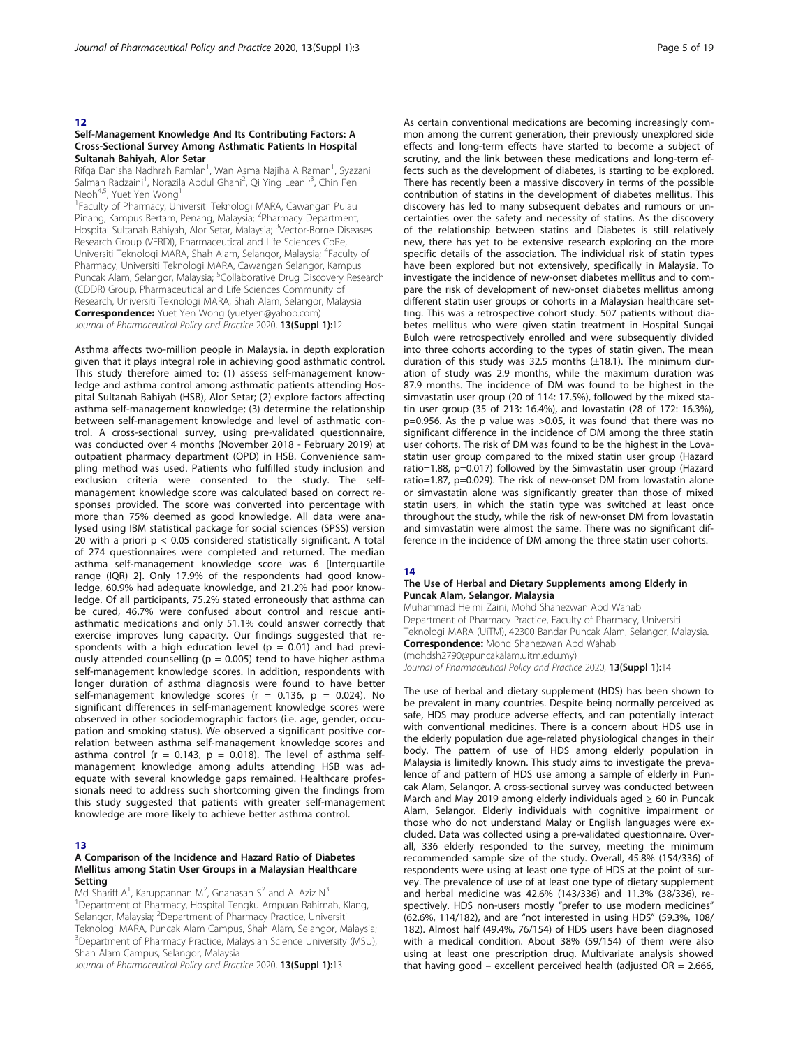## 12

### Self-Management Knowledge And Its Contributing Factors: A Cross-Sectional Survey Among Asthmatic Patients In Hospital Sultanah Bahiyah, Alor Setar

Rifqa Danisha Nadhrah Ramlan[1], Wan Asma Najiha A Raman[1], Syazani Salman Radzaini[1], Norazila Abdul Ghani[2], Qi Ying Lean[1,3], Chin Fen Neoh[4,5], Yuet Yen Wong[1]

[1]Faculty of Pharmacy, Universiti Teknologi MARA, Cawangan Pulau Pinang, Kampus Bertam, Penang, Malaysia; [2]Pharmacy Department, Hospital Sultanah Bahiyah, Alor Setar, Malaysia; [3]Vector-Borne Diseases Research Group (VERDI), Pharmaceutical and Life Sciences CoRe, Universiti Teknologi MARA, Shah Alam, Selangor, Malaysia; [4]Faculty of Pharmacy, Universiti Teknologi MARA, Cawangan Selangor, Kampus Puncak Alam, Selangor, Malaysia; [5]Collaborative Drug Discovery Research (CDDR) Group, Pharmaceutical and Life Sciences Community of Research, Universiti Teknologi MARA, Shah Alam, Selangor, Malaysia

**Correspondence:** Yuet Yen Wong (yuetyen@yahoo.com)

*Journal of Pharmaceutical Policy and Practice* 2020, **13(Suppl 1):**12

Asthma affects two-million people in Malaysia. in depth exploration given that it plays integral role in achieving good asthmatic control. This study therefore aimed to: (1) assess self-management knowledge and asthma control among asthmatic patients attending Hospital Sultanah Bahiyah (HSB), Alor Setar; (2) explore factors affecting asthma self-management knowledge; (3) determine the relationship between self-management knowledge and level of asthmatic control. A cross-sectional survey, using pre-validated questionnaire, was conducted over 4 months (November 2018 - February 2019) at outpatient pharmacy department (OPD) in HSB. Convenience sampling method was used. Patients who fulfilled study inclusion and exclusion criteria were consented to the study. The self-management knowledge score was calculated based on correct responses provided. The score was converted into percentage with more than 75% deemed as good knowledge. All data were analysed using IBM statistical package for social sciences (SPSS) version 20 with a priori $p < 0.05$ considered statistically significant. A total of 274 questionnaires were completed and returned. The median asthma self-management knowledge score was 6 [Interquartile range (IQR) 2]. Only 17.9% of the respondents had good knowledge, 60.9% had adequate knowledge, and 21.2% had poor knowledge. Of all participants, 75.2% stated erroneously that asthma can be cured, 46.7% were confused about control and rescue anti-asthmatic medications and only 51.1% could answer correctly that exercise improves lung capacity. Our findings suggested that respondents with a high education level ($p = 0.01$) and had previously attended counselling ($p = 0.005$) tend to have higher asthma self-management knowledge scores. In addition, respondents with longer duration of asthma diagnosis were found to have better self-management knowledge scores ($r = 0.136$, $p = 0.024$). No significant differences in self-management knowledge scores were observed in other sociodemographic factors (i.e. age, gender, occupation and smoking status). We observed a significant positive correlation between asthma self-management knowledge scores and asthma control ($r = 0.143$, $p = 0.018$). The level of asthma self-management knowledge among adults attending HSB was adequate with several knowledge gaps remained. Healthcare professionals need to address such shortcoming given the findings from this study suggested that patients with greater self-management knowledge are more likely to achieve better asthma control.

## 13

### A Comparison of the Incidence and Hazard Ratio of Diabetes Mellitus among Statin User Groups in a Malaysian Healthcare Setting

Md Shariff A[1], Karuppannan M[2], Gnanasan S[2] and A. Aziz N[3]

[1]Department of Pharmacy, Hospital Tengku Ampuan Rahimah, Klang, Selangor, Malaysia; [2]Department of Pharmacy Practice, Universiti Teknologi MARA, Puncak Alam Campus, Shah Alam, Selangor, Malaysia; [3]Department of Pharmacy Practice, Malaysian Science University (MSU), Shah Alam Campus, Selangor, Malaysia

*Journal of Pharmaceutical Policy and Practice* 2020, **13(Suppl 1):**13

As certain conventional medications are becoming increasingly common among the current generation, their previously unexplored side effects and long-term effects have started to become a subject of scrutiny, and the link between these medications and long-term effects such as the development of diabetes, is starting to be explored. There has recently been a massive discovery in terms of the possible contribution of statins in the development of diabetes mellitus. This discovery has led to many subsequent debates and rumours or uncertainties over the safety and necessity of statins. As the discovery of the relationship between statins and Diabetes is still relatively new, there has yet to be extensive research exploring on the more specific details of the association. The individual risk of statin types have been explored but not extensively, specifically in Malaysia. To investigate the incidence of new-onset diabetes mellitus and to compare the risk of development of new-onset diabetes mellitus among different statin user groups or cohorts in a Malaysian healthcare setting. This was a retrospective cohort study. 507 patients without diabetes mellitus who were given statin treatment in Hospital Sungai Buloh were retrospectively enrolled and were subsequently divided into three cohorts according to the types of statin given. The mean duration of this study was 32.5 months (±18.1). The minimum duration of study was 2.9 months, while the maximum duration was 87.9 months. The incidence of DM was found to be highest in the simvastatin user group (20 of 114: 17.5%), followed by the mixed statin user group (35 of 213: 16.4%), and lovastatin (28 of 172: 16.3%), p=0.956. As the p value was >0.05, it was found that there was no significant difference in the incidence of DM among the three statin user cohorts. The risk of DM was found to be the highest in the Lovastatin user group compared to the mixed statin user group (Hazard ratio=1.88, p=0.017) followed by the Simvastatin user group (Hazard ratio=1.87, p=0.029). The risk of new-onset DM from lovastatin alone or simvastatin alone was significantly greater than those of mixed statin users, in which the statin type was switched at least once throughout the study, while the risk of new-onset DM from lovastatin and simvastatin were almost the same. There was no significant difference in the incidence of DM among the three statin user cohorts.

## 14

### The Use of Herbal and Dietary Supplements among Elderly in Puncak Alam, Selangor, Malaysia

Muhammad Helmi Zaini, Mohd Shahezwan Abd Wahab

Department of Pharmacy Practice, Faculty of Pharmacy, Universiti Teknologi MARA (UiTM), 42300 Bandar Puncak Alam, Selangor, Malaysia.

**Correspondence:** Mohd Shahezwan Abd Wahab (mohdsh2790@puncakalam.uitm.edu.my)

*Journal of Pharmaceutical Policy and Practice* 2020, **13(Suppl 1):**14

The use of herbal and dietary supplement (HDS) has been shown to be prevalent in many countries. Despite being normally perceived as safe, HDS may produce adverse effects, and can potentially interact with conventional medicines. There is a concern about HDS use in the elderly population due age-related physiological changes in their body. The pattern of use of HDS among elderly population in Malaysia is limitedly known. This study aims to investigate the prevalence of and pattern of HDS use among a sample of elderly in Puncak Alam, Selangor. A cross-sectional survey was conducted between March and May 2019 among elderly individuals aged ≥ 60 in Puncak Alam, Selangor. Elderly individuals with cognitive impairment or those who do not understand Malay or English languages were excluded. Data was collected using a pre-validated questionnaire. Overall, 336 elderly responded to the survey, meeting the minimum recommended sample size of the study. Overall, 45.8% (154/336) of respondents were using at least one type of HDS at the point of survey. The prevalence of use of at least one type of dietary supplement and herbal medicine was 42.6% (143/336) and 11.3% (38/336), respectively. HDS non-users mostly "prefer to use modern medicines" (62.6%, 114/182), and are "not interested in using HDS" (59.3%, 108/182). Almost half (49.4%, 76/154) of HDS users have been diagnosed with a medical condition. About 38% (59/154) of them were also using at least one prescription drug. Multivariate analysis showed that having good – excellent perceived health (adjusted OR = 2.666,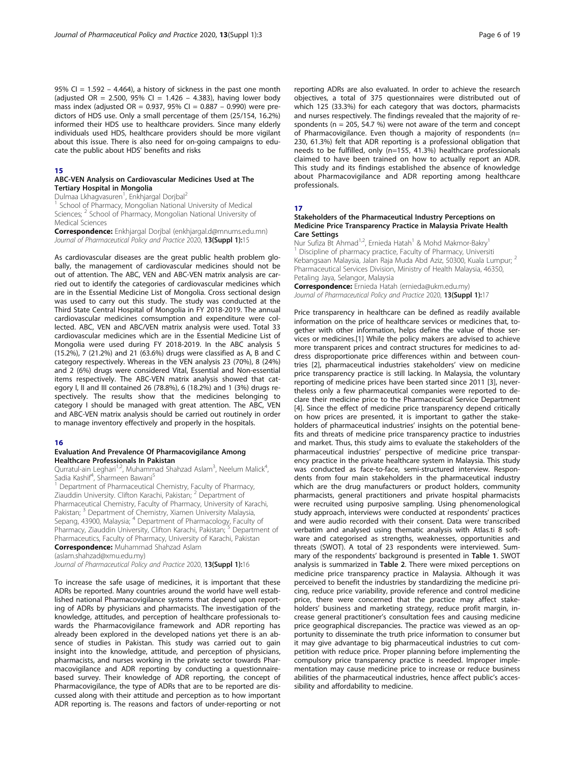95% CI = 1.592 – 4.464), a history of sickness in the past one month (adjusted OR = 2.500, 95% CI = 1.426 – 4.383), having lower body mass index (adjusted OR = 0.937, 95% CI = 0.887 – 0.990) were predictors of HDS use. Only a small percentage of them (25/154, 16.2%) informed their HDS use to healthcare providers. Since many elderly individuals used HDS, healthcare providers should be more vigilant about this issue. There is also need for on-going campaigns to educate the public about HDS' benefits and risks

## 15

### ABC-VEN Analysis on Cardiovascular Medicines Used at The Tertiary Hospital in Mongolia

Dulmaa Lkhagvasuren[1], Enkhjargal Dorjbal[2]

[1] School of Pharmacy, Mongolian National University of Medical Sciences; [2] School of Pharmacy, Mongolian National University of Medical Sciences

**Correspondence:** Enkhjargal Dorjbal (enkhjargal.d@mnums.edu.mn)
*Journal of Pharmaceutical Policy and Practice* 2020, **13(Suppl 1):**15

As cardiovascular diseases are the great public health problem globally, the management of cardiovascular medicines should not be out of attention. The ABC, VEN and ABC-VEN matrix analysis are carried out to identify the categories of cardiovascular medicines which are in the Essential Medicine List of Mongolia. Cross sectional design was used to carry out this study. The study was conducted at the Third State Central Hospital of Mongolia in FY 2018-2019. The annual cardiovascular medicines comsumption and expenditure were collected. ABC, VEN and ABC/VEN matrix analysis were used. Total 33 cardiovascular medicines which are in the Essential Medicine List of Mongolia were used during FY 2018-2019. In the ABC analysis 5 (15.2%), 7 (21.2%) and 21 (63.6%) drugs were classified as A, B and C category respectively. Whereas in the VEN analysis 23 (70%), 8 (24%) and 2 (6%) drugs were considered Vital, Essential and Non-essential items respectively. The ABC-VEN matrix analysis showed that category I, II and III contained 26 (78.8%), 6 (18.2%) and 1 (3%) drugs respectively. The results show that the medicines belonging to category I should be managed with great attention. The ABC, VEN and ABC-VEN matrix analysis should be carried out routinely in order to manage inventory effectively and properly in the hospitals.

## 16

### Evaluation And Prevalence Of Pharmacovigilance Among Healthcare Professionals In Pakistan

Qurratul-ain Leghari[1,2], Muhammad Shahzad Aslam[3], Neelum Malick[4], Sadia Kashif[4], Sharmeen Bawani[5]

[1] Department of Pharmaceutical Chemistry, Faculty of Pharmacy, Ziauddin University. Clifton Karachi, Pakistan; [2] Department of Pharmaceutical Chemistry, Faculty of Pharmacy, University of Karachi, Pakistan; [3] Department of Chemistry, Xiamen University Malaysia, Sepang, 43900, Malaysia; [4] Department of Pharmacology, Faculty of Pharmacy, Ziauddin University, Clifton Karachi, Pakistan; [5] Department of Pharmaceutics, Faculty of Pharmacy, University of Karachi, Pakistan

**Correspondence:** Muhammad Shahzad Aslam (aslam.shahzad@xmu.edu.my)
*Journal of Pharmaceutical Policy and Practice* 2020, **13(Suppl 1):**16

To increase the safe usage of medicines, it is important that these ADRs be reported. Many countries around the world have well established national Pharmacovigilance systems that depend upon reporting of ADRs by physicians and pharmacists. The investigation of the knowledge, attitudes, and perception of healthcare professionals towards the Pharmacovigilance framework and ADR reporting has already been explored in the developed nations yet there is an absence of studies in Pakistan. This study was carried out to gain insight into the knowledge, attitude, and perception of physicians, pharmacists, and nurses working in the private sector towards Pharmacovigilance and ADR reporting by conducting a questionnaire-based survey. Their knowledge of ADR reporting, the concept of Pharmacovigilance, the type of ADRs that are to be reported are discussed along with their attitude and perception as to how important ADR reporting is. The reasons and factors of under-reporting or not reporting ADRs are also evaluated. In order to achieve the research objectives, a total of 375 questionnaires were distributed out of which 125 (33.3%) for each category that was doctors, pharmacists and nurses respectively. The findings revealed that the majority of respondents (n = 205, 54.7 %) were not aware of the term and concept of Pharmacovigilance. Even though a majority of respondents (n= 230, 61.3%) felt that ADR reporting is a professional obligation that needs to be fulfilled, only (n=155, 41.3%) healthcare professionals claimed to have been trained on how to actually report an ADR. This study and its findings established the absence of knowledge about Pharmacovigilance and ADR reporting among healthcare professionals.

## 17

### Stakeholders of the Pharmaceutical Industry Perceptions on Medicine Price Transparency Practice in Malaysia Private Health Care Settings

Nur Sufiza Bt Ahmad[1,2], Ernieda Hatah[1] & Mohd Makmor-Bakry[1]

[1] Discipline of pharmacy practice, Faculty of Pharmacy, Universiti Kebangsaan Malaysia, Jalan Raja Muda Abd Aziz, 50300, Kuala Lumpur; [2] Pharmaceutical Services Division, Ministry of Health Malaysia, 46350, Petaling Jaya, Selangor, Malaysia

**Correspondence:** Ernieda Hatah (ernieda@ukm.edu.my)
*Journal of Pharmaceutical Policy and Practice* 2020, **13(Suppl 1):**17

Price transparency in healthcare can be defined as readily available information on the price of healthcare services or medicines that, together with other information, helps define the value of those services or medicines.[1] While the policy makers are advised to achieve more transparent prices and contract structures for medicines to address disproportionate price differences within and between countries [2], pharmaceutical industries stakeholders' view on medicine price transparency practice is still lacking. In Malaysia, the voluntary reporting of medicine prices have been started since 2011 [3], nevertheless only a few pharmaceutical companies were reported to declare their medicine price to the Pharmaceutical Service Department [4]. Since the effect of medicine price transparency depend critically on how prices are presented, it is important to gather the stakeholders of pharmaceutical industries' insights on the potential benefits and threats of medicine price transparency practice to industries and market. Thus, this study aims to evaluate the stakeholders of the pharmaceutical industries' perspective of medicine price transparency practice in the private healthcare system in Malaysia. This study was conducted as face-to-face, semi-structured interview. Respondents from four main stakeholders in the pharmaceutical industry which are the drug manufacturers or product holders, community pharmacists, general practitioners and private hospital pharmacists were recruited using purposive sampling. Using phenomenological study approach, interviews were conducted at respondents' practices and were audio recorded with their consent. Data were transcribed verbatim and analysed using thematic analysis with Atlas.ti 8 software and categorised as strengths, weaknesses, opportunities and threats (SWOT). A total of 23 respondents were interviewed. Summary of the respondents' background is presented in **Table 1**. SWOT analysis is summarized in **Table 2**. There were mixed perceptions on medicine price transparency practice in Malaysia. Although it was perceived to benefit the industries by standardizing the medicine pricing, reduce price variability, provide reference and control medicine price, there were concerned that the practice may affect stakeholders' business and marketing strategy, reduce profit margin, increase general practitioner's consultation fees and causing medicine price geographical discrepancies. The practice was viewed as an opportunity to disseminate the truth price information to consumer but it may give advantage to big pharmaceutical industries to cut competition with reduce price. Proper planning before implementing the compulsory price transparency practice is needed. Improper implementation may cause medicine price to increase or reduce business abilities of the pharmaceutical industries, hence affect public's accessibility and affordability to medicine.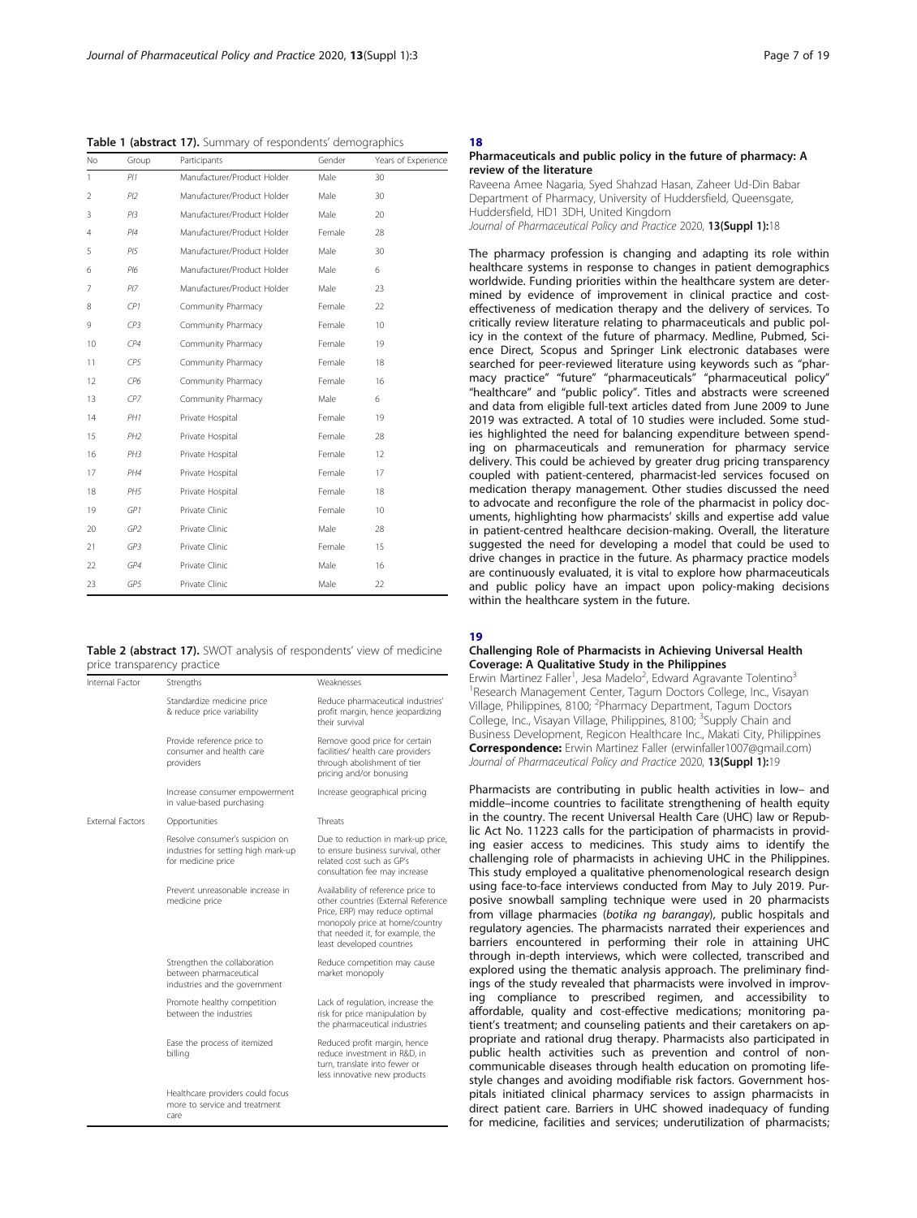**Table 1 (abstract 17).** Summary of respondents' demographics

| No | Group | Participants | Gender | Years of Experience |
|---|---|---|---|---|
| 1 | PI1 | Manufacturer/Product Holder | Male | 30 |
| 2 | PI2 | Manufacturer/Product Holder | Male | 30 |
| 3 | PI3 | Manufacturer/Product Holder | Male | 20 |
| 4 | PI4 | Manufacturer/Product Holder | Female | 28 |
| 5 | PI5 | Manufacturer/Product Holder | Male | 30 |
| 6 | PI6 | Manufacturer/Product Holder | Male | 6 |
| 7 | PI7 | Manufacturer/Product Holder | Male | 23 |
| 8 | CP1 | Community Pharmacy | Female | 22 |
| 9 | CP3 | Community Pharmacy | Female | 10 |
| 10 | CP4 | Community Pharmacy | Female | 19 |
| 11 | CP5 | Community Pharmacy | Female | 18 |
| 12 | CP6 | Community Pharmacy | Female | 16 |
| 13 | CP7 | Community Pharmacy | Male | 6 |
| 14 | PH1 | Private Hospital | Female | 19 |
| 15 | PH2 | Private Hospital | Female | 28 |
| 16 | PH3 | Private Hospital | Female | 12 |
| 17 | PH4 | Private Hospital | Female | 17 |
| 18 | PH5 | Private Hospital | Female | 18 |
| 19 | GP1 | Private Clinic | Female | 10 |
| 20 | GP2 | Private Clinic | Male | 28 |
| 21 | GP3 | Private Clinic | Female | 15 |
| 22 | GP4 | Private Clinic | Male | 16 |
| 23 | GP5 | Private Clinic | Male | 22 |

**Table 2 (abstract 17).** SWOT analysis of respondents' view of medicine price transparency practice

| Internal Factor | Strengths | Weaknesses |
|---|---|---|
| | Standardize medicine price & reduce price variability | Reduce pharmaceutical industries' profit margin, hence jeopardizing their survival |
| | Provide reference price to consumer and health care providers | Remove good price for certain facilities/ health care providers through abolishment of tier pricing and/or bonusing |
| | Increase consumer empowerment in value-based purchasing | Increase geographical pricing |
| External Factors | Opportunities | Threats |
| | Resolve consumer's suspicion on industries for setting high mark-up for medicine price | Due to reduction in mark-up price, to ensure business survival, other related cost such as GP's consultation fee may increase |
| | Prevent unreasonable increase in medicine price | Availability of reference price to other countries (External Reference Price, ERP) may reduce optimal monopoly price at home/country that needed it, for example, the least developed countries |
| | Strengthen the collaboration between pharmaceutical industries and the government | Reduce competition may cause market monopoly |
| | Promote healthy competition between the industries | Lack of regulation, increase the risk for price manipulation by the pharmaceutical industries |
| | Ease the process of itemized billing | Reduced profit margin, hence reduce investment in R&D, in turn, translate into fewer or less innovative new products |
| | Healthcare providers could focus more to service and treatment care | |

## 18

### Pharmaceuticals and public policy in the future of pharmacy: A review of the literature

Raveena Amee Nagaria, Syed Shahzad Hasan, Zaheer Ud-Din Babar
Department of Pharmacy, University of Huddersfield, Queensgate, Huddersfield, HD1 3DH, United Kingdom
*Journal of Pharmaceutical Policy and Practice* 2020, **13(Suppl 1):**18

The pharmacy profession is changing and adapting its role within healthcare systems in response to changes in patient demographics worldwide. Funding priorities within the healthcare system are determined by evidence of improvement in clinical practice and cost-effectiveness of medication therapy and the delivery of services. To critically review literature relating to pharmaceuticals and public policy in the context of the future of pharmacy. Medline, Pubmed, Science Direct, Scopus and Springer Link electronic databases were searched for peer-reviewed literature using keywords such as "pharmacy practice" "future" "pharmaceuticals" "pharmaceutical policy" "healthcare" and "public policy". Titles and abstracts were screened and data from eligible full-text articles dated from June 2009 to June 2019 was extracted. A total of 10 studies were included. Some studies highlighted the need for balancing expenditure between spending on pharmaceuticals and remuneration for pharmacy service delivery. This could be achieved by greater drug pricing transparency coupled with patient-centered, pharmacist-led services focused on medication therapy management. Other studies discussed the need to advocate and reconfigure the role of the pharmacist in policy documents, highlighting how pharmacists' skills and expertise add value in patient-centred healthcare decision-making. Overall, the literature suggested the need for developing a model that could be used to drive changes in practice in the future. As pharmacy practice models are continuously evaluated, it is vital to explore how pharmaceuticals and public policy have an impact upon policy-making decisions within the healthcare system in the future.

## 19

### Challenging Role of Pharmacists in Achieving Universal Health Coverage: A Qualitative Study in the Philippines

Erwin Martinez Faller[1], Jesa Madelo[2], Edward Agravante Tolentino[3]
[1]Research Management Center, Tagum Doctors College, Inc., Visayan Village, Philippines, 8100; [2]Pharmacy Department, Tagum Doctors College, Inc., Visayan Village, Philippines, 8100; [3]Supply Chain and Business Development, Regicon Healthcare Inc., Makati City, Philippines
**Correspondence:** Erwin Martinez Faller (erwinfaller1007@gmail.com)
*Journal of Pharmaceutical Policy and Practice* 2020, **13(Suppl 1):**19

Pharmacists are contributing in public health activities in low– and middle–income countries to facilitate strengthening of health equity in the country. The recent Universal Health Care (UHC) law or Republic Act No. 11223 calls for the participation of pharmacists in providing easier access to medicines. This study aims to identify the challenging role of pharmacists in achieving UHC in the Philippines. This study employed a qualitative phenomenological research design using face-to-face interviews conducted from May to July 2019. Purposive snowball sampling technique were used in 20 pharmacists from village pharmacies (*botika ng barangay*), public hospitals and regulatory agencies. The pharmacists narrated their experiences and barriers encountered in performing their role in attaining UHC through in-depth interviews, which were collected, transcribed and explored using the thematic analysis approach. The preliminary findings of the study revealed that pharmacists were involved in improving compliance to prescribed regimen, and accessibility to affordable, quality and cost-effective medications; monitoring patient's treatment; and counseling patients and their caretakers on appropriate and rational drug therapy. Pharmacists also participated in public health activities such as prevention and control of non-communicable diseases through health education on promoting lifestyle changes and avoiding modifiable risk factors. Government hospitals initiated clinical pharmacy services to assign pharmacists in direct patient care. Barriers in UHC showed inadequacy of funding for medicine, facilities and services; underutilization of pharmacists;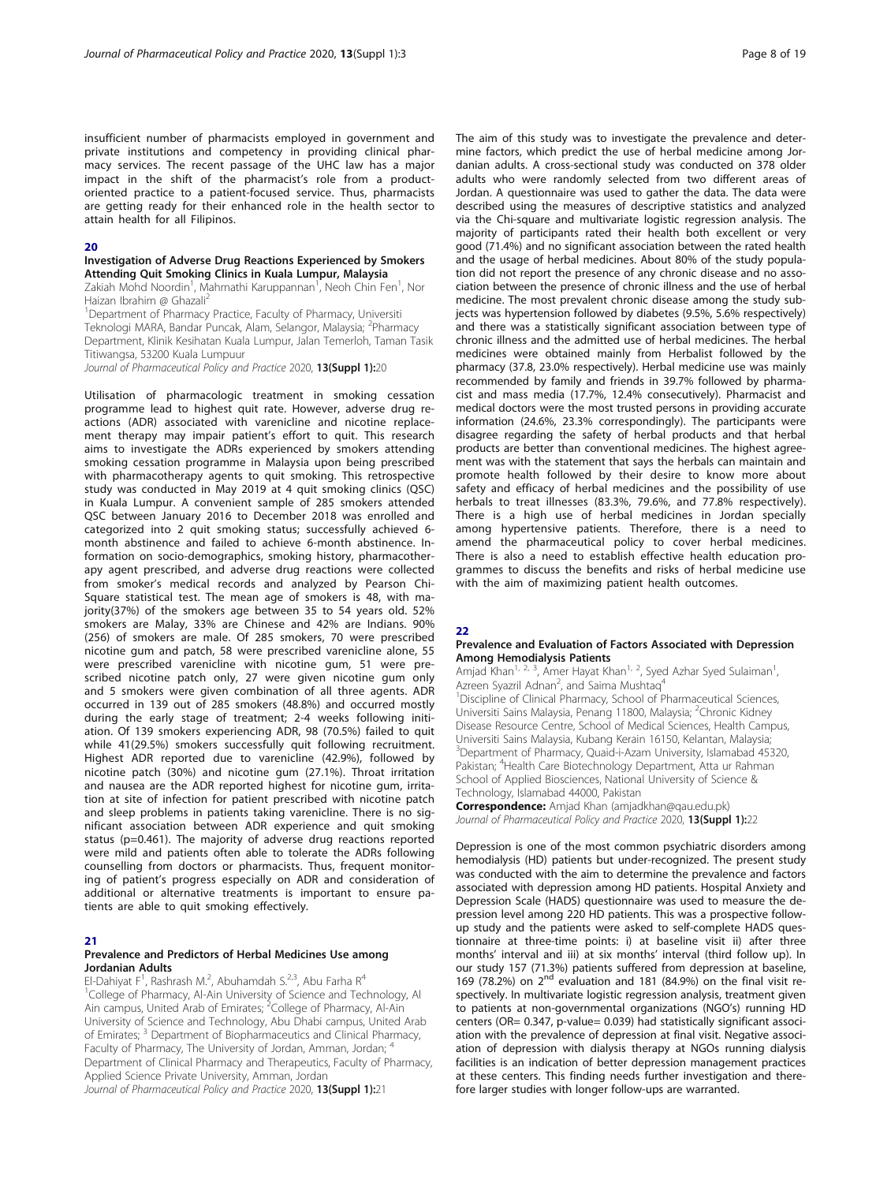insufficient number of pharmacists employed in government and private institutions and competency in providing clinical pharmacy services. The recent passage of the UHC law has a major impact in the shift of the pharmacist's role from a product-oriented practice to a patient-focused service. Thus, pharmacists are getting ready for their enhanced role in the health sector to attain health for all Filipinos.

## 20

### Investigation of Adverse Drug Reactions Experienced by Smokers Attending Quit Smoking Clinics in Kuala Lumpur, Malaysia

Zakiah Mohd Noordin[1], Mahmathi Karuppannan[1], Neoh Chin Fen[1], Nor Haizan Ibrahim @ Ghazali[2]

[1]Department of Pharmacy Practice, Faculty of Pharmacy, Universiti Teknologi MARA, Bandar Puncak, Alam, Selangor, Malaysia; [2]Pharmacy Department, Klinik Kesihatan Kuala Lumpur, Jalan Temerloh, Taman Tasik Titiwangsa, 53200 Kuala Lumpuur

*Journal of Pharmaceutical Policy and Practice* 2020, **13(Suppl 1):**20

Utilisation of pharmacologic treatment in smoking cessation programme lead to highest quit rate. However, adverse drug reactions (ADR) associated with varenicline and nicotine replacement therapy may impair patient's effort to quit. This research aims to investigate the ADRs experienced by smokers attending smoking cessation programme in Malaysia upon being prescribed with pharmacotherapy agents to quit smoking. This retrospective study was conducted in May 2019 at 4 quit smoking clinics (QSC) in Kuala Lumpur. A convenient sample of 285 smokers attended QSC between January 2016 to December 2018 was enrolled and categorized into 2 quit smoking status; successfully achieved 6-month abstinence and failed to achieve 6-month abstinence. Information on socio-demographics, smoking history, pharmacotherapy agent prescribed, and adverse drug reactions were collected from smoker's medical records and analyzed by Pearson Chi-Square statistical test. The mean age of smokers is 48, with majority(37%) of the smokers age between 35 to 54 years old. 52% smokers are Malay, 33% are Chinese and 42% are Indians. 90% (256) of smokers are male. Of 285 smokers, 70 were prescribed nicotine gum and patch, 58 were prescribed varenicline alone, 55 were prescribed varenicline with nicotine gum, 51 were prescribed nicotine patch only, 27 were given nicotine gum only and 5 smokers were given combination of all three agents. ADR occurred in 139 out of 285 smokers (48.8%) and occurred mostly during the early stage of treatment; 2-4 weeks following initiation. Of 139 smokers experiencing ADR, 98 (70.5%) failed to quit while 41(29.5%) smokers successfully quit following recruitment. Highest ADR reported due to varenicline (42.9%), followed by nicotine patch (30%) and nicotine gum (27.1%). Throat irritation and nausea are the ADR reported highest for nicotine gum, irritation at site of infection for patient prescribed with nicotine patch and sleep problems in patients taking varenicline. There is no significant association between ADR experience and quit smoking status (p=0.461). The majority of adverse drug reactions reported were mild and patients often able to tolerate the ADRs following counselling from doctors or pharmacists. Thus, frequent monitoring of patient's progress especially on ADR and consideration of additional or alternative treatments is important to ensure patients are able to quit smoking effectively.

## 21

### Prevalence and Predictors of Herbal Medicines Use among Jordanian Adults

El-Dahiyat F[1], Rashrash M.[2], Abuhamdah S.[2,3], Abu Farha R[4]

[1]College of Pharmacy, Al-Ain University of Science and Technology, Al Ain campus, United Arab of Emirates; [2]College of Pharmacy, Al-Ain University of Science and Technology, Abu Dhabi campus, United Arab of Emirates; [3] Department of Biopharmaceutics and Clinical Pharmacy, Faculty of Pharmacy, The University of Jordan, Amman, Jordan; [4] Department of Clinical Pharmacy and Therapeutics, Faculty of Pharmacy, Applied Science Private University, Amman, Jordan

*Journal of Pharmaceutical Policy and Practice* 2020, **13(Suppl 1):**21

The aim of this study was to investigate the prevalence and determine factors, which predict the use of herbal medicine among Jordanian adults. A cross-sectional study was conducted on 378 older adults who were randomly selected from two different areas of Jordan. A questionnaire was used to gather the data. The data were described using the measures of descriptive statistics and analyzed via the Chi-square and multivariate logistic regression analysis. The majority of participants rated their health both excellent or very good (71.4%) and no significant association between the rated health and the usage of herbal medicines. About 80% of the study population did not report the presence of any chronic disease and no association between the presence of chronic illness and the use of herbal medicine. The most prevalent chronic disease among the study subjects was hypertension followed by diabetes (9.5%, 5.6% respectively) and there was a statistically significant association between type of chronic illness and the admitted use of herbal medicines. The herbal medicines were obtained mainly from Herbalist followed by the pharmacy (37.8, 23.0% respectively). Herbal medicine use was mainly recommended by family and friends in 39.7% followed by pharmacist and mass media (17.7%, 12.4% consecutively). Pharmacist and medical doctors were the most trusted persons in providing accurate information (24.6%, 23.3% correspondingly). The participants were disagree regarding the safety of herbal products and that herbal products are better than conventional medicines. The highest agreement was with the statement that says the herbals can maintain and promote health followed by their desire to know more about safety and efficacy of herbal medicines and the possibility of use herbals to treat illnesses (83.3%, 79.6%, and 77.8% respectively). There is a high use of herbal medicines in Jordan specially among hypertensive patients. Therefore, there is a need to amend the pharmaceutical policy to cover herbal medicines. There is also a need to establish effective health education programmes to discuss the benefits and risks of herbal medicine use with the aim of maximizing patient health outcomes.

## 22

### Prevalence and Evaluation of Factors Associated with Depression Among Hemodialysis Patients

Amjad Khan[1, 2, 3], Amer Hayat Khan[1, 2], Syed Azhar Syed Sulaiman[1], Azreen Syazril Adnan[2], and Saima Mushtaq[4]

[1]Discipline of Clinical Pharmacy, School of Pharmaceutical Sciences, Universiti Sains Malaysia, Penang 11800, Malaysia; [2]Chronic Kidney Disease Resource Centre, School of Medical Sciences, Health Campus, Universiti Sains Malaysia, Kubang Kerain 16150, Kelantan, Malaysia; [3]Department of Pharmacy, Quaid-i-Azam University, Islamabad 45320, Pakistan; [4]Health Care Biotechnology Department, Atta ur Rahman School of Applied Biosciences, National University of Science & Technology, Islamabad 44000, Pakistan

**Correspondence:** Amjad Khan (amjadkhan@qau.edu.pk)

*Journal of Pharmaceutical Policy and Practice* 2020, **13(Suppl 1):**22

Depression is one of the most common psychiatric disorders among hemodialysis (HD) patients but under-recognized. The present study was conducted with the aim to determine the prevalence and factors associated with depression among HD patients. Hospital Anxiety and Depression Scale (HADS) questionnaire was used to measure the depression level among 220 HD patients. This was a prospective follow-up study and the patients were asked to self-complete HADS questionnaire at three-time points: i) at baseline visit ii) after three months' interval and iii) at six months' interval (third follow up). In our study 157 (71.3%) patients suffered from depression at baseline, 169 (78.2%) on 2nd evaluation and 181 (84.9%) on the final visit respectively. In multivariate logistic regression analysis, treatment given to patients at non-governmental organizations (NGO's) running HD centers (OR= 0.347, p-value= 0.039) had statistically significant association with the prevalence of depression at final visit. Negative association of depression with dialysis therapy at NGOs running dialysis facilities is an indication of better depression management practices at these centers. This finding needs further investigation and therefore larger studies with longer follow-ups are warranted.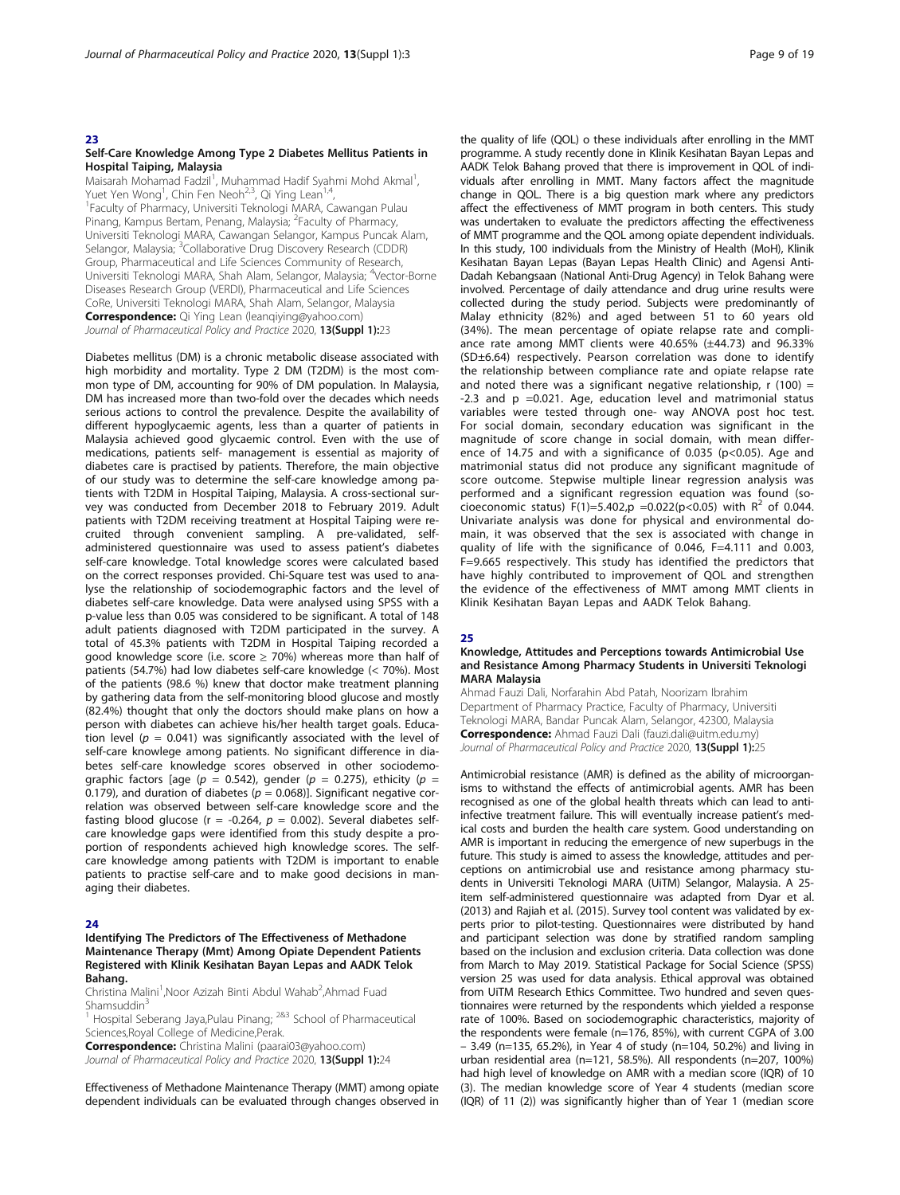## 23

### Self-Care Knowledge Among Type 2 Diabetes Mellitus Patients in Hospital Taiping, Malaysia

Maisarah Mohamad Fadzil[1], Muhammad Hadif Syahmi Mohd Akmal[1], Yuet Yen Wong[1], Chin Fen Neoh[2,3], Qi Ying Lean[1,4],

[1]Faculty of Pharmacy, Universiti Teknologi MARA, Cawangan Pulau Pinang, Kampus Bertam, Penang, Malaysia; [2]Faculty of Pharmacy, Universiti Teknologi MARA, Cawangan Selangor, Kampus Puncak Alam, Selangor, Malaysia; [3]Collaborative Drug Discovery Research (CDDR) Group, Pharmaceutical and Life Sciences Community of Research, Universiti Teknologi MARA, Shah Alam, Selangor, Malaysia; [4]Vector-Borne Diseases Research Group (VERDI), Pharmaceutical and Life Sciences CoRe, Universiti Teknologi MARA, Shah Alam, Selangor, Malaysia

**Correspondence:** Qi Ying Lean (leanqiying@yahoo.com)

*Journal of Pharmaceutical Policy and Practice* 2020, **13(Suppl 1):**23

Diabetes mellitus (DM) is a chronic metabolic disease associated with high morbidity and mortality. Type 2 DM (T2DM) is the most common type of DM, accounting for 90% of DM population. In Malaysia, DM has increased more than two-fold over the decades which needs serious actions to control the prevalence. Despite the availability of different hypoglycaemic agents, less than a quarter of patients in Malaysia achieved good glycaemic control. Even with the use of medications, patients self- management is essential as majority of diabetes care is practised by patients. Therefore, the main objective of our study was to determine the self-care knowledge among patients with T2DM in Hospital Taiping, Malaysia. A cross-sectional survey was conducted from December 2018 to February 2019. Adult patients with T2DM receiving treatment at Hospital Taiping were recruited through convenient sampling. A pre-validated, self-administered questionnaire was used to assess patient's diabetes self-care knowledge. Total knowledge scores were calculated based on the correct responses provided. Chi-Square test was used to analyse the relationship of sociodemographic factors and the level of diabetes self-care knowledge. Data were analysed using SPSS with a p-value less than 0.05 was considered to be significant. A total of 148 adult patients diagnosed with T2DM participated in the survey. A total of 45.3% patients with T2DM in Hospital Taiping recorded a good knowledge score (i.e. score ≥ 70%) whereas more than half of patients (54.7%) had low diabetes self-care knowledge (< 70%). Most of the patients (98.6 %) knew that doctor make treatment planning by gathering data from the self-monitoring blood glucose and mostly (82.4%) thought that only the doctors should make plans on how a person with diabetes can achieve his/her health target goals. Education level ($p$ = 0.041) was significantly associated with the level of self-care knowlege among patients. No significant difference in diabetes self-care knowledge scores observed in other sociodemographic factors [age ($p$ = 0.542), gender ($p$ = 0.275), ethicity ($p$ = 0.179), and duration of diabetes ($p$ = 0.068)]. Significant negative correlation was observed between self-care knowledge score and the fasting blood glucose (r = -0.264, $p$ = 0.002). Several diabetes self-care knowledge gaps were identified from this study despite a proportion of respondents achieved high knowledge scores. The self-care knowledge among patients with T2DM is important to enable patients to practise self-care and to make good decisions in managing their diabetes.

## 24

### Identifying The Predictors of The Effectiveness of Methadone Maintenance Therapy (Mmt) Among Opiate Dependent Patients Registered with Klinik Kesihatan Bayan Lepas and AADK Telok Bahang.

Christina Malini[1],Noor Azizah Binti Abdul Wahab[2],Ahmad Fuad Shamsuddin[3]

[1] Hospital Seberang Jaya,Pulau Pinang; [2&3] School of Pharmaceutical Sciences,Royal College of Medicine,Perak.

**Correspondence:** Christina Malini (paarai03@yahoo.com)

*Journal of Pharmaceutical Policy and Practice* 2020, **13(Suppl 1):**24

Effectiveness of Methadone Maintenance Therapy (MMT) among opiate dependent individuals can be evaluated through changes observed in the quality of life (QOL) o these individuals after enrolling in the MMT programme. A study recently done in Klinik Kesihatan Bayan Lepas and AADK Telok Bahang proved that there is improvement in QOL of individuals after enrolling in MMT. Many factors affect the magnitude change in QOL. There is a big question mark where any predictors affect the effectiveness of MMT program in both centers. This study was undertaken to evaluate the predictors affecting the effectiveness of MMT programme and the QOL among opiate dependent individuals. In this study, 100 individuals from the Ministry of Health (MoH), Klinik Kesihatan Bayan Lepas (Bayan Lepas Health Clinic) and Agensi Anti-Dadah Kebangsaan (National Anti-Drug Agency) in Telok Bahang were involved. Percentage of daily attendance and drug urine results were collected during the study period. Subjects were predominantly of Malay ethnicity (82%) and aged between 51 to 60 years old (34%). The mean percentage of opiate relapse rate and compliance rate among MMT clients were 40.65% (±44.73) and 96.33% (SD±6.64) respectively. Pearson correlation was done to identify the relationship between compliance rate and opiate relapse rate and noted there was a significant negative relationship, r (100) = -2.3 and p =0.021. Age, education level and matrimonial status variables were tested through one- way ANOVA post hoc test. For social domain, secondary education was significant in the magnitude of score change in social domain, with mean difference of 14.75 and with a significance of 0.035 (p<0.05). Age and matrimonial status did not produce any significant magnitude of score outcome. Stepwise multiple linear regression analysis was performed and a significant regression equation was found (socioeconomic status) F(1)=5.402,p =0.022(p<0.05) with $R^2$ of 0.044. Univariate analysis was done for physical and environmental domain, it was observed that the sex is associated with change in quality of life with the significance of 0.046, F=4.111 and 0.003, F=9.665 respectively. This study has identified the predictors that have highly contributed to improvement of QOL and strengthen the evidence of the effectiveness of MMT among MMT clients in Klinik Kesihatan Bayan Lepas and AADK Telok Bahang.

## 25

### Knowledge, Attitudes and Perceptions towards Antimicrobial Use and Resistance Among Pharmacy Students in Universiti Teknologi MARA Malaysia

Ahmad Fauzi Dali, Norfarahin Abd Patah, Noorizam Ibrahim

Department of Pharmacy Practice, Faculty of Pharmacy, Universiti Teknologi MARA, Bandar Puncak Alam, Selangor, 42300, Malaysia

**Correspondence:** Ahmad Fauzi Dali (fauzi.dali@uitm.edu.my)

*Journal of Pharmaceutical Policy and Practice* 2020, **13(Suppl 1):**25

Antimicrobial resistance (AMR) is defined as the ability of microorganisms to withstand the effects of antimicrobial agents. AMR has been recognised as one of the global health threats which can lead to anti-infective treatment failure. This will eventually increase patient's medical costs and burden the health care system. Good understanding on AMR is important in reducing the emergence of new superbugs in the future. This study is aimed to assess the knowledge, attitudes and perceptions on antimicrobial use and resistance among pharmacy students in Universiti Teknologi MARA (UiTM) Selangor, Malaysia. A 25-item self-administered questionnaire was adapted from Dyar et al. (2013) and Rajiah et al. (2015). Survey tool content was validated by experts prior to pilot-testing. Questionnaires were distributed by hand and participant selection was done by stratified random sampling based on the inclusion and exclusion criteria. Data collection was done from March to May 2019. Statistical Package for Social Science (SPSS) version 25 was used for data analysis. Ethical approval was obtained from UiTM Research Ethics Committee. Two hundred and seven questionnaires were returned by the respondents which yielded a response rate of 100%. Based on sociodemographic characteristics, majority of the respondents were female (n=176, 85%), with current CGPA of 3.00 – 3.49 (n=135, 65.2%), in Year 4 of study (n=104, 50.2%) and living in urban residential area (n=121, 58.5%). All respondents (n=207, 100%) had high level of knowledge on AMR with a median score (IQR) of 10 (3). The median knowledge score of Year 4 students (median score (IQR) of 11 (2)) was significantly higher than of Year 1 (median score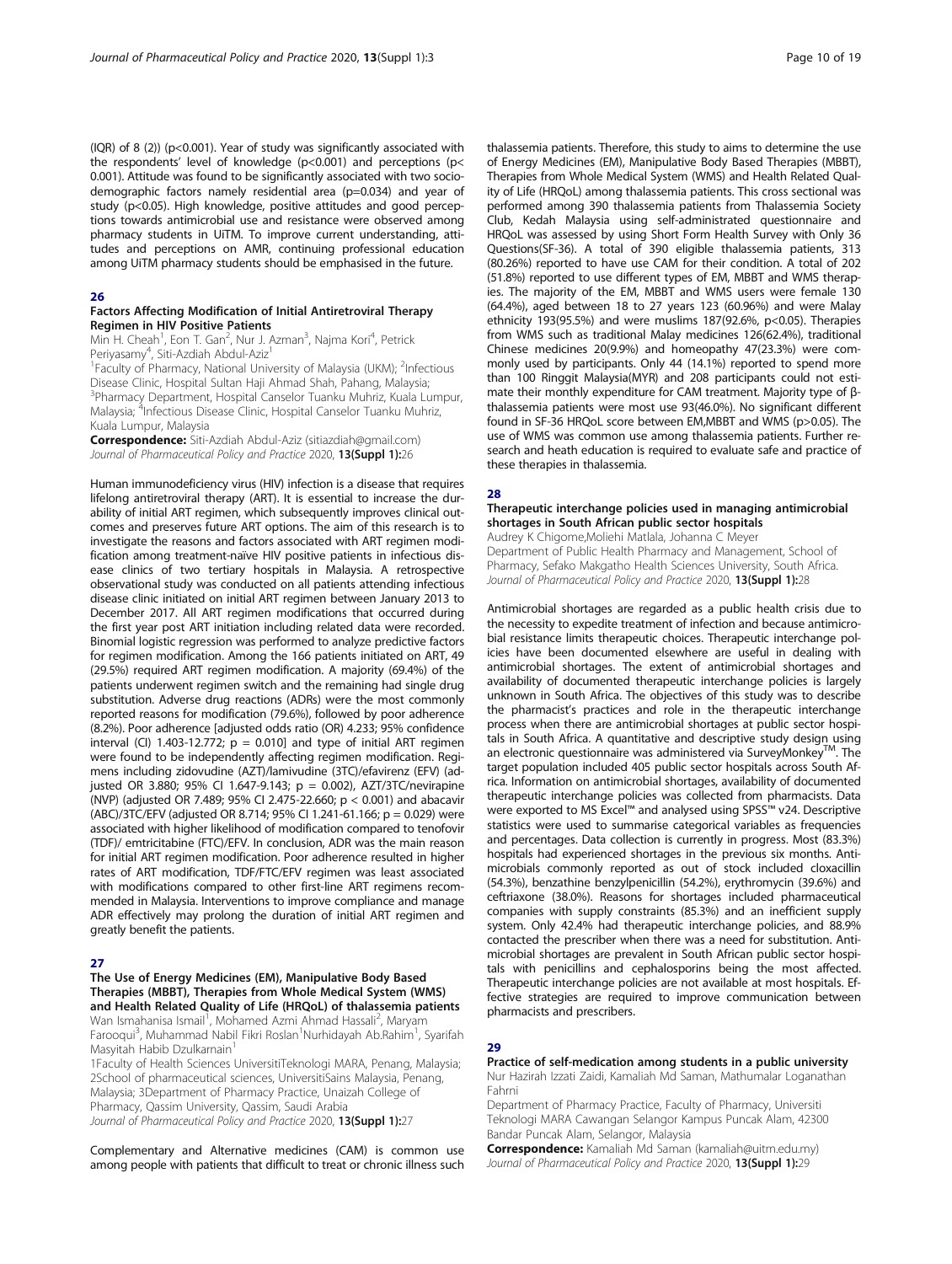(IQR) of 8 (2)) ($p<0.001$). Year of study was significantly associated with the respondents' level of knowledge ($p<0.001$) and perceptions ($p< 0.001$). Attitude was found to be significantly associated with two sociodemographic factors namely residential area ($p=0.034$) and year of study ($p<0.05$). High knowledge, positive attitudes and good perceptions towards antimicrobial use and resistance were observed among pharmacy students in UiTM. To improve current understanding, attitudes and perceptions on AMR, continuing professional education among UiTM pharmacy students should be emphasised in the future.

## 26

### Factors Affecting Modification of Initial Antiretroviral Therapy Regimen in HIV Positive Patients

Min H. Cheah[1], Eon T. Gan[2], Nur J. Azman[3], Najma Kori[4], Petrick Periyasamy[4], Siti-Azdiah Abdul-Aziz[1]

[1]Faculty of Pharmacy, National University of Malaysia (UKM); [2]Infectious Disease Clinic, Hospital Sultan Haji Ahmad Shah, Pahang, Malaysia; [3]Pharmacy Department, Hospital Canselor Tuanku Muhriz, Kuala Lumpur, Malaysia; [4]Infectious Disease Clinic, Hospital Canselor Tuanku Muhriz, Kuala Lumpur, Malaysia

**Correspondence:** Siti-Azdiah Abdul-Aziz (sitiazdiah@gmail.com)
*Journal of Pharmaceutical Policy and Practice* 2020, **13(Suppl 1):**26

Human immunodeficiency virus (HIV) infection is a disease that requires lifelong antiretroviral therapy (ART). It is essential to increase the durability of initial ART regimen, which subsequently improves clinical outcomes and preserves future ART options. The aim of this research is to investigate the reasons and factors associated with ART regimen modification among treatment-naïve HIV positive patients in infectious disease clinics of two tertiary hospitals in Malaysia. A retrospective observational study was conducted on all patients attending infectious disease clinic initiated on initial ART regimen between January 2013 to December 2017. All ART regimen modifications that occurred during the first year post ART initiation including related data were recorded. Binomial logistic regression was performed to analyze predictive factors for regimen modification. Among the 166 patients initiated on ART, 49 (29.5%) required ART regimen modification. A majority (69.4%) of the patients underwent regimen switch and the remaining had single drug substitution. Adverse drug reactions (ADRs) were the most commonly reported reasons for modification (79.6%), followed by poor adherence (8.2%). Poor adherence [adjusted odds ratio (OR) 4.233; 95% confidence interval (CI) 1.403-12.772; $p = 0.010$] and type of initial ART regimen were found to be independently affecting regimen modification. Regimens including zidovudine (AZT)/lamivudine (3TC)/efavirenz (EFV) (adjusted OR 3.880; 95% CI 1.647-9.143; $p = 0.002$), AZT/3TC/nevirapine (NVP) (adjusted OR 7.489; 95% CI 2.475-22.660; $p < 0.001$) and abacavir (ABC)/3TC/EFV (adjusted OR 8.714; 95% CI 1.241-61.166; $p = 0.029$) were associated with higher likelihood of modification compared to tenofovir (TDF)/ emtricitabine (FTC)/EFV. In conclusion, ADR was the main reason for initial ART regimen modification. Poor adherence resulted in higher rates of ART modification, TDF/FTC/EFV regimen was least associated with modifications compared to other first-line ART regimens recommended in Malaysia. Interventions to improve compliance and manage ADR effectively may prolong the duration of initial ART regimen and greatly benefit the patients.

## 27

### The Use of Energy Medicines (EM), Manipulative Body Based Therapies (MBBT), Therapies from Whole Medical System (WMS) and Health Related Quality of Life (HRQoL) of thalassemia patients

Wan Ismahanisa Ismail[1], Mohamed Azmi Ahmad Hassali[2], Maryam Farooqui[3], Muhammad Nabil Fikri Roslan[1]Nurhidayah Ab.Rahim[1], Syarifah Masyitah Habib Dzulkarnain[1]

1Faculty of Health Sciences UniversitiTeknologi MARA, Penang, Malaysia; 2School of pharmaceutical sciences, UniversitiSains Malaysia, Penang, Malaysia; 3Department of Pharmacy Practice, Unaizah College of Pharmacy, Qassim University, Qassim, Saudi Arabia
*Journal of Pharmaceutical Policy and Practice* 2020, **13(Suppl 1):**27

Complementary and Alternative medicines (CAM) is common use among people with patients that difficult to treat or chronic illness such thalassemia patients. Therefore, this study to aims to determine the use of Energy Medicines (EM), Manipulative Body Based Therapies (MBBT), Therapies from Whole Medical System (WMS) and Health Related Quality of Life (HRQoL) among thalassemia patients. This cross sectional was performed among 390 thalassemia patients from Thalassemia Society Club, Kedah Malaysia using self-administrated questionnaire and HRQoL was assessed by using Short Form Health Survey with Only 36 Questions(SF-36). A total of 390 eligible thalassemia patients, 313 (80.26%) reported to have use CAM for their condition. A total of 202 (51.8%) reported to use different types of EM, MBBT and WMS therapies. The majority of the EM, MBBT and WMS users were female 130 (64.4%), aged between 18 to 27 years 123 (60.96%) and were Malay ethnicity 193(95.5%) and were muslims 187(92.6%, $p<0.05$). Therapies from WMS such as traditional Malay medicines 126(62.4%), traditional Chinese medicines 20(9.9%) and homeopathy 47(23.3%) were commonly used by participants. Only 44 (14.1%) reported to spend more than 100 Ringgit Malaysia(MYR) and 208 participants could not estimate their monthly expenditure for CAM treatment. Majority type of β-thalassemia patients were most use 93(46.0%). No significant different found in SF-36 HRQoL score between EM,MBBT and WMS ($p>0.05$). The use of WMS was common use among thalassemia patients. Further research and heath education is required to evaluate safe and practice of these therapies in thalassemia.

## 28

### Therapeutic interchange policies used in managing antimicrobial shortages in South African public sector hospitals

Audrey K Chigome,Moliehi Matlala, Johanna C Meyer

Department of Public Health Pharmacy and Management, School of Pharmacy, Sefako Makgatho Health Sciences University, South Africa.
*Journal of Pharmaceutical Policy and Practice* 2020, **13(Suppl 1):**28

Antimicrobial shortages are regarded as a public health crisis due to the necessity to expedite treatment of infection and because antimicrobial resistance limits therapeutic choices. Therapeutic interchange policies have been documented elsewhere are useful in dealing with antimicrobial shortages. The extent of antimicrobial shortages and availability of documented therapeutic interchange policies is largely unknown in South Africa. The objectives of this study was to describe the pharmacist's practices and role in the therapeutic interchange process when there are antimicrobial shortages at public sector hospitals in South Africa. A quantitative and descriptive study design using an electronic questionnaire was administered via SurveyMonkey™. The target population included 405 public sector hospitals across South Africa. Information on antimicrobial shortages, availability of documented therapeutic interchange policies was collected from pharmacists. Data were exported to MS Excel™ and analysed using SPSS™ v24. Descriptive statistics were used to summarise categorical variables as frequencies and percentages. Data collection is currently in progress. Most (83.3%) hospitals had experienced shortages in the previous six months. Antimicrobials commonly reported as out of stock included cloxacillin (54.3%), benzathine benzylpenicillin (54.2%), erythromycin (39.6%) and ceftriaxone (38.0%). Reasons for shortages included pharmaceutical companies with supply constraints (85.3%) and an inefficient supply system. Only 42.4% had therapeutic interchange policies, and 88.9% contacted the prescriber when there was a need for substitution. Antimicrobial shortages are prevalent in South African public sector hospitals with penicillins and cephalosporins being the most affected. Therapeutic interchange policies are not available at most hospitals. Effective strategies are required to improve communication between pharmacists and prescribers.

## 29

### Practice of self-medication among students in a public university

Nur Hazirah Izzati Zaidi, Kamaliah Md Saman, Mathumalar Loganathan Fahrni

Department of Pharmacy Practice, Faculty of Pharmacy, Universiti Teknologi MARA Cawangan Selangor Kampus Puncak Alam, 42300 Bandar Puncak Alam, Selangor, Malaysia

**Correspondence:** Kamaliah Md Saman (kamaliah@uitm.edu.my)
*Journal of Pharmaceutical Policy and Practice* 2020, **13(Suppl 1):**29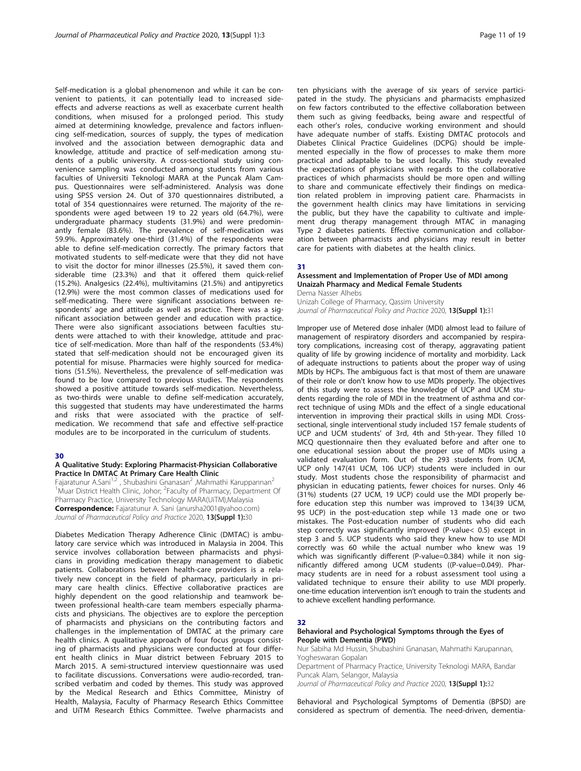Self-medication is a global phenomenon and while it can be convenient to patients, it can potentially lead to increased side-effects and adverse reactions as well as exacerbate current health conditions, when misused for a prolonged period. This study aimed at determining knowledge, prevalence and factors influencing self-medication, sources of supply, the types of medication involved and the association between demographic data and knowledge, attitude and practice of self-medication among students of a public university. A cross-sectional study using convenience sampling was conducted among students from various faculties of Universiti Teknologi MARA at the Puncak Alam Campus. Questionnaires were self-administered. Analysis was done using SPSS version 24. Out of 370 questionnaires distributed, a total of 354 questionnaires were returned. The majority of the respondents were aged between 19 to 22 years old (64.7%), were undergraduate pharmacy students (31.9%) and were predominantly female (83.6%). The prevalence of self-medication was 59.9%. Approximately one-third (31.4%) of the respondents were able to define self-medication correctly. The primary factors that motivated students to self-medicate were that they did not have to visit the doctor for minor illnesses (25.5%), it saved them considerable time (23.3%) and that it offered them quick-relief (15.2%). Analgesics (22.4%), multivitamins (21.5%) and antipyretics (12.9%) were the most common classes of medications used for self-medicating. There were significant associations between respondents' age and attitude as well as practice. There was a significant association between gender and education with practice. There were also significant associations between faculties students were attached to with their knowledge, attitude and practice of self-medication. More than half of the respondents (53.4%) stated that self-medication should not be encouraged given its potential for misuse. Pharmacies were highly sourced for medications (51.5%). Nevertheless, the prevalence of self-medication was found to be low compared to previous studies. The respondents showed a positive attitude towards self-medication. Nevertheless, as two-thirds were unable to define self-medication accurately, this suggested that students may have underestimated the harms and risks that were associated with the practice of self-medication. We recommend that safe and effective self-practice modules are to be incorporated in the curriculum of students.

## 30

### A Qualitative Study: Exploring Pharmacist-Physician Collaborative Practice In DMTAC At Primary Care Health Clinic

Fajaratunur A.Sani[1,2] , Shubashini Gnanasan[2] ,Mahmathi Karuppannan[2]
[1]Muar District Health Clinic, Johor; [2]Faculty of Pharmacy, Department Of Pharmacy Practice, University Technology MARA(UiTM),Malaysia
**Correspondence:** Fajaratunur A. Sani (anursha2001@yahoo.com)
*Journal of Pharmaceutical Policy and Practice* 2020, **13(Suppl 1):**30

Diabetes Medication Therapy Adherence Clinic (DMTAC) is ambulatory care service which was introduced in Malaysia in 2004. This service involves collaboration between pharmacists and physicians in providing medication therapy management to diabetic patients. Collaborations between health-care providers is a relatively new concept in the field of pharmacy, particularly in primary care health clinics. Effective collaborative practices are highly dependent on the good relationship and teamwork between professional health-care team members especially pharmacists and physicians. The objectives are to explore the perception of pharmacists and physicians on the contributing factors and challenges in the implementation of DMTAC at the primary care health clinics. A qualitative approach of four focus groups consisting of pharmacists and physicians were conducted at four different health clinics in Muar district between February 2015 to March 2015. A semi-structured interview questionnaire was used to facilitate discussions. Conversations were audio-recorded, transcribed verbatim and coded by themes. This study was approved by the Medical Research and Ethics Committee, Ministry of Health, Malaysia, Faculty of Pharmacy Research Ethics Committee and UiTM Research Ethics Committee. Twelve pharmacists and ten physicians with the average of six years of service participated in the study. The physicians and pharmacists emphasized on few factors contributed to the effective collaboration between them such as giving feedbacks, being aware and respectful of each other's roles, conducive working environment and should have adequate number of staffs. Existing DMTAC protocols and Diabetes Clinical Practice Guidelines (DCPG) should be implemented especially in the flow of processes to make them more practical and adaptable to be used locally. This study revealed the expectations of physicians with regards to the collaborative practices of which pharmacists should be more open and willing to share and communicate effectively their findings on medication related problem in improving patient care. Pharmacists in the government health clinics may have limitations in servicing the public, but they have the capability to cultivate and implement drug therapy management through MTAC in managing Type 2 diabetes patients. Effective communication and collaboration between pharmacists and physicians may result in better care for patients with diabetes at the health clinics.

## 31

### Assessment and Implementation of Proper Use of MDI among Unaizah Pharmacy and Medical Female Students

Dema Nasser Alhebs
Unizah College of Pharmacy, Qassim University
*Journal of Pharmaceutical Policy and Practice* 2020, **13(Suppl 1):**31

Improper use of Metered dose inhaler (MDI) almost lead to failure of management of respiratory disorders and accompanied by respiratory complications, increasing cost of therapy, aggravating patient quality of life by growing incidence of mortality and morbidity. Lack of adequate instructions to patients about the proper way of using MDIs by HCPs. The ambiguous fact is that most of them are unaware of their role or don't know how to use MDIs properly. The objectives of this study were to assess the knowledge of UCP and UCM students regarding the role of MDI in the treatment of asthma and correct technique of using MDIs and the effect of a single educational intervention in improving their practical skills in using MDI. Cross-sectional, single interventional study included 157 female students of UCP and UCM students' of 3rd, 4th and 5th-year. They filled 10 MCQ questionnaire then they evaluated before and after one to one educational session about the proper use of MDIs using a validated evaluation form. Out of the 293 students from UCM, UCP only 147(41 UCM, 106 UCP) students were included in our study. Most students chose the responsibility of pharmacist and physician in educating patients, fewer choices for nurses. Only 46 (31%) students (27 UCM, 19 UCP) could use the MDI properly before education step this number was improved to 134(39 UCM, 95 UCP) in the post-education step while 13 made one or two mistakes. The Post-education number of students who did each step correctly was significantly improved (P-value< 0.5) except in step 3 and 5. UCP students who said they knew how to use MDI correctly was 60 while the actual number who knew was 19 which was significantly different (P-value=0.384) while it non significantly differed among UCM students ((P-value=0.049). Pharmacy students are in need for a robust assessment tool using a validated technique to ensure their ability to use MDI properly. one-time education intervention isn't enough to train the students and to achieve excellent handling performance.

## 32

### Behavioral and Psychological Symptoms through the Eyes of People with Dementia (PWD)

Nur Sabiha Md Hussin, Shubashini Gnanasan, Mahmathi Karupannan, Yogheswaran Gopalan
Department of Pharmacy Practice, University Teknologi MARA, Bandar Puncak Alam, Selangor, Malaysia
*Journal of Pharmaceutical Policy and Practice* 2020, **13(Suppl 1):**32

Behavioral and Psychological Symptoms of Dementia (BPSD) are considered as spectrum of dementia. The need-driven, dementia-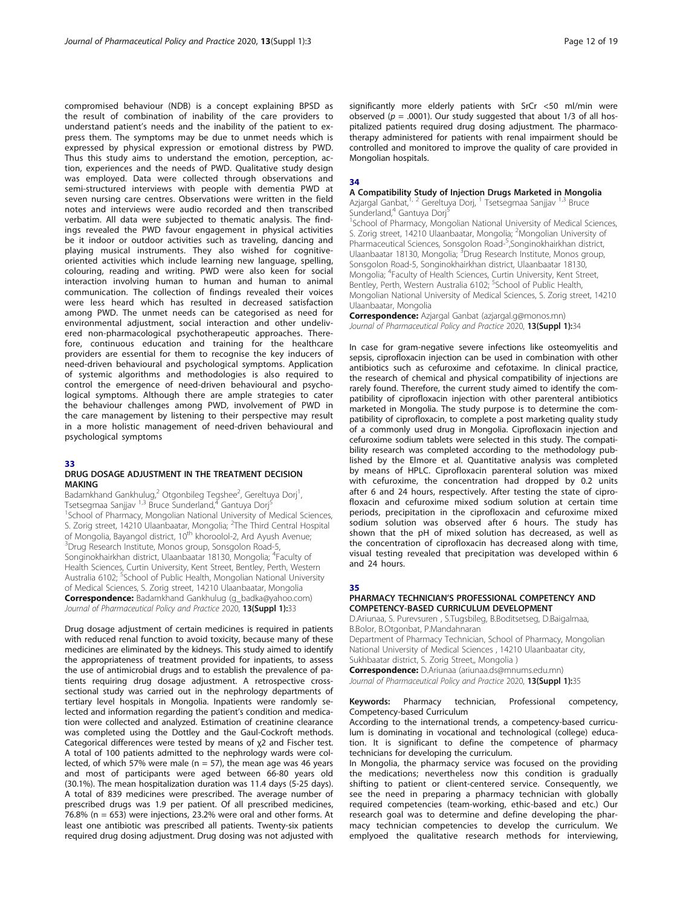compromised behaviour (NDB) is a concept explaining BPSD as the result of combination of inability of the care providers to understand patient's needs and the inability of the patient to express them. The symptoms may be due to unmet needs which is expressed by physical expression or emotional distress by PWD. Thus this study aims to understand the emotion, perception, action, experiences and the needs of PWD. Qualitative study design was employed. Data were collected through observations and semi-structured interviews with people with dementia PWD at seven nursing care centres. Observations were written in the field notes and interviews were audio recorded and then transcribed verbatim. All data were subjected to thematic analysis. The findings revealed the PWD favour engagement in physical activities be it indoor or outdoor activities such as traveling, dancing and playing musical instruments. They also wished for cognitive-oriented activities which include learning new language, spelling, colouring, reading and writing. PWD were also keen for social interaction involving human to human and human to animal communication. The collection of findings revealed their voices were less heard which has resulted in decreased satisfaction among PWD. The unmet needs can be categorised as need for environmental adjustment, social interaction and other undelivered non-pharmacological psychotherapeutic approaches. Therefore, continuous education and training for the healthcare providers are essential for them to recognise the key inducers of need-driven behavioural and psychological symptoms. Application of systemic algorithms and methodologies is also required to control the emergence of need-driven behavioural and psychological symptoms. Although there are ample strategies to cater the behaviour challenges among PWD, involvement of PWD in the care management by listening to their perspective may result in a more holistic management of need-driven behavioural and psychological symptoms

## 33

### DRUG DOSAGE ADJUSTMENT IN THE TREATMENT DECISION MAKING

Badamkhand Gankhulug,[2] Otgonbileg Tegshee[2], Gereltuya Dorj[1], Tsetsegmaa Sanjjav [1,3] Bruce Sunderland,[4] Gantuya Dorj[5]

[1]School of Pharmacy, Mongolian National University of Medical Sciences, S. Zorig street, 14210 Ulaanbaatar, Mongolia; [2]The Third Central Hospital of Mongolia, Bayangol district, 10[th] khoroolol-2, Ard Ayush Avenue; [3]Drug Research Institute, Monos group, Songsolon Road-5, Songinokhairkhan district, Ulaanbaatar 18130, Mongolia; [4]Faculty of Health Sciences, Curtin University, Kent Street, Bentley, Perth, Western Australia 6102; [5]School of Public Health, Mongolian National University of Medical Sciences, S. Zorig street, 14210 Ulaanbaatar, Mongolia

**Correspondence:** Badamkhand Gankhulug (g_badka@yahoo.com)
*Journal of Pharmaceutical Policy and Practice* 2020, **13(Suppl 1):**33

Drug dosage adjustment of certain medicines is required in patients with reduced renal function to avoid toxicity, because many of these medicines are eliminated by the kidneys. This study aimed to identify the appropriateness of treatment provided for inpatients, to assess the use of antimicrobial drugs and to establish the prevalence of patients requiring drug dosage adjustment. A retrospective cross-sectional study was carried out in the nephrology departments of tertiary level hospitals in Mongolia. Inpatients were randomly selected and information regarding the patient's condition and medication were collected and analyzed. Estimation of creatinine clearance was completed using the Dottley and the Gaul-Cockroft methods. Categorical differences were tested by means of $\chi 2$ and Fischer test. A total of 100 patients admitted to the nephrology wards were collected, of which 57% were male ($n = 57$), the mean age was 46 years and most of participants were aged between 66-80 years old (30.1%). The mean hospitalization duration was 11.4 days (5-25 days). A total of 839 medicines were prescribed. The average number of prescribed drugs was 1.9 per patient. Of all prescribed medicines, 76.8% ($n = 653$) were injections, 23.2% were oral and other forms. At least one antibiotic was prescribed all patients. Twenty-six patients required drug dosing adjustment. Drug dosing was not adjusted with significantly more elderly patients with SrCr <50 ml/min were observed ($p = .0001$). Our study suggested that about 1/3 of all hospitalized patients required drug dosing adjustment. The pharmacotherapy administered for patients with renal impairment should be controlled and monitored to improve the quality of care provided in Mongolian hospitals.

## 34

### A Compatibility Study of Injection Drugs Marketed in Mongolia

Azjargal Ganbat,[1, 2] Gereltuya Dorj, [1] Tsetsegmaa Sanjjav [1,3] Bruce Sunderland,[4] Gantuya Dorj[5]

[1]School of Pharmacy, Mongolian National University of Medical Sciences, S. Zorig street, 14210 Ulaanbaatar, Mongolia; [2]Mongolian University of Pharmaceutical Sciences, Sonsgolon Road-5,Songinokhairkhan district, Ulaanbaatar 18130, Mongolia; [3]Drug Research Institute, Monos group, Songsolon Road-5, Songinokhairkhan district, Ulaanbaatar 18130, Mongolia; [4]Faculty of Health Sciences, Curtin University, Kent Street, Bentley, Perth, Western Australia 6102; [5]School of Public Health, Mongolian National University of Medical Sciences, S. Zorig street, 14210 Ulaanbaatar, Mongolia

**Correspondence:** Azjargal Ganbat (azjargal.g@monos.mn)
*Journal of Pharmaceutical Policy and Practice* 2020, **13(Suppl 1):**34

In case for gram-negative severe infections like osteomyelitis and sepsis, ciprofloxacin injection can be used in combination with other antibiotics such as cefuroxime and cefotaxime. In clinical practice, the research of chemical and physical compatibility of injections are rarely found. Therefore, the current study aimed to identify the compatibility of ciprofloxacin injection with other parenteral antibiotics marketed in Mongolia. The study purpose is to determine the compatibility of ciprofloxacin, to complete a post marketing quality study of a commonly used drug in Mongolia. Ciprofloxacin injection and cefuroxime sodium tablets were selected in this study. The compatibility research was completed according to the methodology published by the Elmore et al. Quantitative analysis was completed by means of HPLC. Ciprofloxacin parenteral solution was mixed with cefuroxime, the concentration had dropped by 0.2 units after 6 and 24 hours, respectively. After testing the state of ciprofloxacin and cefuroxime mixed sodium solution at certain time periods, precipitation in the ciprofloxacin and cefuroxime mixed sodium solution was observed after 6 hours. The study has shown that the pH of mixed solution has decreased, as well as the concentration of ciprofloxacin has decreased along with time, visual testing revealed that precipitation was developed within 6 and 24 hours.

## 35

### PHARMACY TECHNICIAN'S PROFESSIONAL COMPETENCY AND COMPETENCY-BASED CURRICULUM DEVELOPMENT

D.Ariunaa, S. Purevsuren , S.Tugsbileg, B.Boditsetseg, D.Baigalmaa, B.Bolor, B.Otgonbat, P.Mandahnaran

Department of Pharmacy Technician, School of Pharmacy, Mongolian National University of Medical Sciences , 14210 Ulaanbaatar city, Sukhbaatar district, S. Zorig Street,, Mongolia )

**Correspondence:** D.Ariunaa (ariunaa.ds@mnums.edu.mn)
*Journal of Pharmaceutical Policy and Practice* 2020, **13(Suppl 1):**35

**Keywords:** Pharmacy technician, Professional competency, Competency-based Curriculum

According to the international trends, a competency-based curriculum is dominating in vocational and technological (college) education. It is significant to define the competence of pharmacy technicians for developing the curriculum.

In Mongolia, the pharmacy service was focused on the providing the medications; nevertheless now this condition is gradually shifting to patient or client-centered service. Consequently, we see the need in preparing a pharmacy technician with globally required competencies (team-working, ethic-based and etc.) Our research goal was to determine and define developing the pharmacy technician competencies to develop the curriculum. We emplyoed the qualitative research methods for interviewing,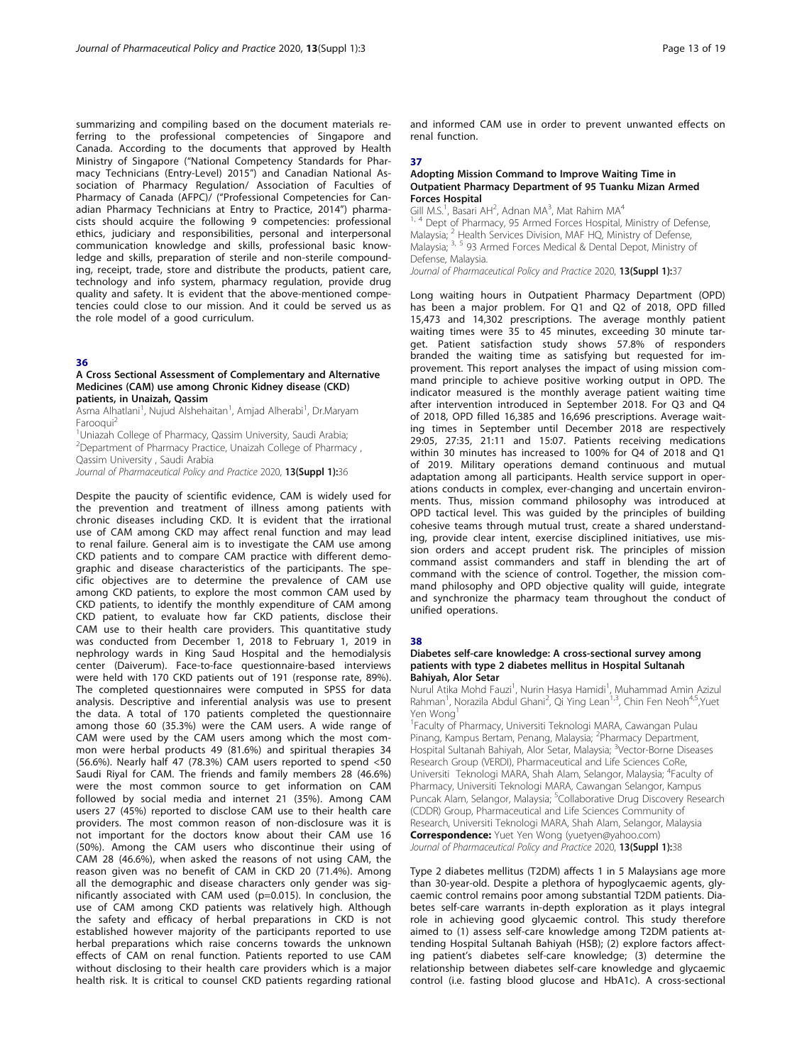summarizing and compiling based on the document materials referring to the professional competencies of Singapore and Canada. According to the documents that approved by Health Ministry of Singapore ("National Competency Standards for Pharmacy Technicians (Entry-Level) 2015") and Canadian National Association of Pharmacy Regulation/ Association of Faculties of Pharmacy of Canada (AFPC)/ ("Professional Competencies for Canadian Pharmacy Technicians at Entry to Practice, 2014") pharmacists should acquire the following 9 competencies: professional ethics, judiciary and responsibilities, personal and interpersonal communication knowledge and skills, professional basic knowledge and skills, preparation of sterile and non-sterile compounding, receipt, trade, store and distribute the products, patient care, technology and info system, pharmacy regulation, provide drug quality and safety. It is evident that the above-mentioned competencies could close to our mission. And it could be served us as the role model of a good curriculum.

## 36

### A Cross Sectional Assessment of Complementary and Alternative Medicines (CAM) use among Chronic Kidney disease (CKD) patients, in Unaizah, Qassim

Asma Alhatlani[1], Nujud Alshehaitan[1], Amjad Alherabi[1], Dr.Maryam Farooqui[2]

[1]Uniazah College of Pharmacy, Qassim University, Saudi Arabia; [2]Department of Pharmacy Practice, Unaizah College of Pharmacy , Qassim University , Saudi Arabia

*Journal of Pharmaceutical Policy and Practice* 2020, **13(Suppl 1):**36

Despite the paucity of scientific evidence, CAM is widely used for the prevention and treatment of illness among patients with chronic diseases including CKD. It is evident that the irrational use of CAM among CKD may affect renal function and may lead to renal failure. General aim is to investigate the CAM use among CKD patients and to compare CAM practice with different demographic and disease characteristics of the participants. The specific objectives are to determine the prevalence of CAM use among CKD patients, to explore the most common CAM used by CKD patients, to identify the monthly expenditure of CAM among CKD patient, to evaluate how far CKD patients, disclose their CAM use to their health care providers. This quantitative study was conducted from December 1, 2018 to February 1, 2019 in nephrology wards in King Saud Hospital and the hemodialysis center (Daiverum). Face-to-face questionnaire-based interviews were held with 170 CKD patients out of 191 (response rate, 89%). The completed questionnaires were computed in SPSS for data analysis. Descriptive and inferential analysis was use to present the data. A total of 170 patients completed the questionnaire among those 60 (35.3%) were the CAM users. A wide range of CAM were used by the CAM users among which the most common were herbal products 49 (81.6%) and spiritual therapies 34 (56.6%). Nearly half 47 (78.3%) CAM users reported to spend <50 Saudi Riyal for CAM. The friends and family members 28 (46.6%) were the most common source to get information on CAM followed by social media and internet 21 (35%). Among CAM users 27 (45%) reported to disclose CAM use to their health care providers. The most common reason of non-disclosure was it is not important for the doctors know about their CAM use 16 (50%). Among the CAM users who discontinue their using of CAM 28 (46.6%), when asked the reasons of not using CAM, the reason given was no benefit of CAM in CKD 20 (71.4%). Among all the demographic and disease characters only gender was significantly associated with CAM used ($p=0.015$). In conclusion, the use of CAM among CKD patients was relatively high. Although the safety and efficacy of herbal preparations in CKD is not established however majority of the participants reported to use herbal preparations which raise concerns towards the unknown effects of CAM on renal function. Patients reported to use CAM without disclosing to their health care providers which is a major health risk. It is critical to counsel CKD patients regarding rational and informed CAM use in order to prevent unwanted effects on renal function.

## 37

### Adopting Mission Command to Improve Waiting Time in Outpatient Pharmacy Department of 95 Tuanku Mizan Armed Forces Hospital

Gill M.S.[1], Basari AH[2], Adnan MA[3], Mat Rahim MA[4]

[1, 4] Dept of Pharmacy, 95 Armed Forces Hospital, Ministry of Defense, Malaysia; [2] Health Services Division, MAF HQ, Ministry of Defense, Malaysia; [3, 5] 93 Armed Forces Medical & Dental Depot, Ministry of Defense, Malaysia.

*Journal of Pharmaceutical Policy and Practice* 2020, **13(Suppl 1):**37

Long waiting hours in Outpatient Pharmacy Department (OPD) has been a major problem. For Q1 and Q2 of 2018, OPD filled 15,473 and 14,302 prescriptions. The average monthly patient waiting times were 35 to 45 minutes, exceeding 30 minute target. Patient satisfaction study shows 57.8% of responders branded the waiting time as satisfying but requested for improvement. This report analyses the impact of using mission command principle to achieve positive working output in OPD. The indicator measured is the monthly average patient waiting time after intervention introduced in September 2018. For Q3 and Q4 of 2018, OPD filled 16,385 and 16,696 prescriptions. Average waiting times in September until December 2018 are respectively 29:05, 27:35, 21:11 and 15:07. Patients receiving medications within 30 minutes has increased to 100% for Q4 of 2018 and Q1 of 2019. Military operations demand continuous and mutual adaptation among all participants. Health service support in operations conducts in complex, ever-changing and uncertain environments. Thus, mission command philosophy was introduced at OPD tactical level. This was guided by the principles of building cohesive teams through mutual trust, create a shared understanding, provide clear intent, exercise disciplined initiatives, use mission orders and accept prudent risk. The principles of mission command assist commanders and staff in blending the art of command with the science of control. Together, the mission command philosophy and OPD objective quality will guide, integrate and synchronize the pharmacy team throughout the conduct of unified operations.

## 38

### Diabetes self-care knowledge: A cross-sectional survey among patients with type 2 diabetes mellitus in Hospital Sultanah Bahiyah, Alor Setar

Nurul Atika Mohd Fauzi[1], Nurin Hasya Hamidi[1], Muhammad Amin Azizul Rahman[1], Norazila Abdul Ghani[2], Qi Ying Lean[1,3], Chin Fen Neoh[4,5],Yuet Yen Wong[1]

[1]Faculty of Pharmacy, Universiti Teknologi MARA, Cawangan Pulau Pinang, Kampus Bertam, Penang, Malaysia; [2]Pharmacy Department, Hospital Sultanah Bahiyah, Alor Setar, Malaysia; [3]Vector-Borne Diseases Research Group (VERDI), Pharmaceutical and Life Sciences CoRe, Universiti Teknologi MARA, Shah Alam, Selangor, Malaysia; [4]Faculty of Pharmacy, Universiti Teknologi MARA, Cawangan Selangor, Kampus Puncak Alam, Selangor, Malaysia; [5]Collaborative Drug Discovery Research (CDDR) Group, Pharmaceutical and Life Sciences Community of Research, Universiti Teknologi MARA, Shah Alam, Selangor, Malaysia

**Correspondence:** Yuet Yen Wong (yuetyen@yahoo.com)

*Journal of Pharmaceutical Policy and Practice* 2020, **13(Suppl 1):**38

Type 2 diabetes mellitus (T2DM) affects 1 in 5 Malaysians age more than 30-year-old. Despite a plethora of hypoglycaemic agents, glycaemic control remains poor among substantial T2DM patients. Diabetes self-care warrants in-depth exploration as it plays integral role in achieving good glycaemic control. This study therefore aimed to (1) assess self-care knowledge among T2DM patients attending Hospital Sultanah Bahiyah (HSB); (2) explore factors affecting patient's diabetes self-care knowledge; (3) determine the relationship between diabetes self-care knowledge and glycaemic control (i.e. fasting blood glucose and HbA1c). A cross-sectional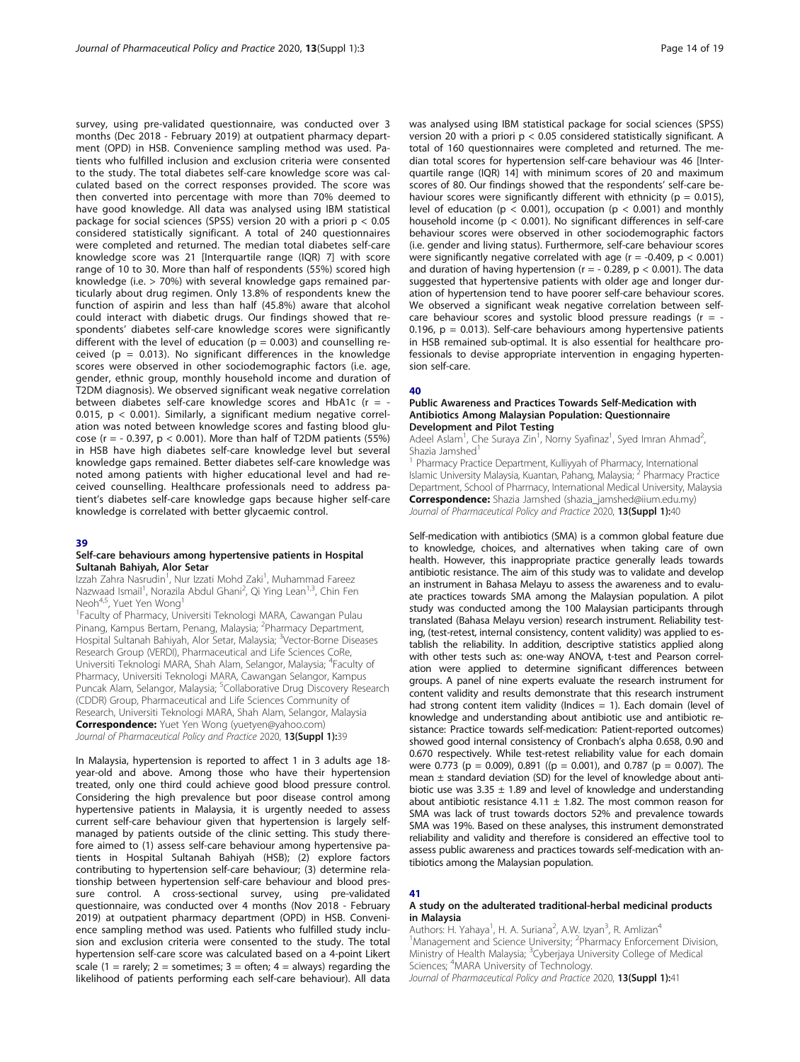survey, using pre-validated questionnaire, was conducted over 3 months (Dec 2018 - February 2019) at outpatient pharmacy department (OPD) in HSB. Convenience sampling method was used. Patients who fulfilled inclusion and exclusion criteria were consented to the study. The total diabetes self-care knowledge score was calculated based on the correct responses provided. The score was then converted into percentage with more than 70% deemed to have good knowledge. All data was analysed using IBM statistical package for social sciences (SPSS) version 20 with a priori $p < 0.05$ considered statistically significant. A total of 240 questionnaires were completed and returned. The median total diabetes self-care knowledge score was 21 [Interquartile range (IQR) 7] with score range of 10 to 30. More than half of respondents (55%) scored high knowledge (i.e. > 70%) with several knowledge gaps remained particularly about drug regimen. Only 13.8% of respondents knew the function of aspirin and less than half (45.8%) aware that alcohol could interact with diabetic drugs. Our findings showed that respondents' diabetes self-care knowledge scores were significantly different with the level of education ($p = 0.003$) and counselling received ($p = 0.013$). No significant differences in the knowledge scores were observed in other sociodemographic factors (i.e. age, gender, ethnic group, monthly household income and duration of T2DM diagnosis). We observed significant weak negative correlation between diabetes self-care knowledge scores and HbA1c ($r = -0.015$, $p < 0.001$). Similarly, a significant medium negative correlation was noted between knowledge scores and fasting blood glucose ($r = -0.397$, $p < 0.001$). More than half of T2DM patients (55%) in HSB have high diabetes self-care knowledge level but several knowledge gaps remained. Better diabetes self-care knowledge was noted among patients with higher educational level and had received counselling. Healthcare professionals need to address patient's diabetes self-care knowledge gaps because higher self-care knowledge is correlated with better glycaemic control.

## 39

### Self-care behaviours among hypertensive patients in Hospital Sultanah Bahiyah, Alor Setar

Izzah Zahra Nasrudin[1], Nur Izzati Mohd Zaki[1], Muhammad Fareez Nazwaad Ismail[1], Norazila Abdul Ghani[2], Qi Ying Lean[1,3], Chin Fen Neoh[4,5], Yuet Yen Wong[1]

[1]Faculty of Pharmacy, Universiti Teknologi MARA, Cawangan Pulau Pinang, Kampus Bertam, Penang, Malaysia; [2]Pharmacy Department, Hospital Sultanah Bahiyah, Alor Setar, Malaysia; [3]Vector-Borne Diseases Research Group (VERDI), Pharmaceutical and Life Sciences CoRe, Universiti Teknologi MARA, Shah Alam, Selangor, Malaysia; [4]Faculty of Pharmacy, Universiti Teknologi MARA, Cawangan Selangor, Kampus Puncak Alam, Selangor, Malaysia; [5]Collaborative Drug Discovery Research (CDDR) Group, Pharmaceutical and Life Sciences Community of Research, Universiti Teknologi MARA, Shah Alam, Selangor, Malaysia

**Correspondence:** Yuet Yen Wong (yuetyen@yahoo.com)

*Journal of Pharmaceutical Policy and Practice* 2020, **13(Suppl 1):**39

In Malaysia, hypertension is reported to affect 1 in 3 adults age 18-year-old and above. Among those who have their hypertension treated, only one third could achieve good blood pressure control. Considering the high prevalence but poor disease control among hypertensive patients in Malaysia, it is urgently needed to assess current self-care behaviour given that hypertension is largely self-managed by patients outside of the clinic setting. This study therefore aimed to (1) assess self-care behaviour among hypertensive patients in Hospital Sultanah Bahiyah (HSB); (2) explore factors contributing to hypertension self-care behaviour; (3) determine relationship between hypertension self-care behaviour and blood pressure control. A cross-sectional survey, using pre-validated questionnaire, was conducted over 4 months (Nov 2018 - February 2019) at outpatient pharmacy department (OPD) in HSB. Convenience sampling method was used. Patients who fulfilled study inclusion and exclusion criteria were consented to the study. The total hypertension self-care score was calculated based on a 4-point Likert scale (1 = rarely; 2 = sometimes; 3 = often; 4 = always) regarding the likelihood of patients performing each self-care behaviour). All data was analysed using IBM statistical package for social sciences (SPSS) version 20 with a priori $p < 0.05$ considered statistically significant. A total of 160 questionnaires were completed and returned. The median total scores for hypertension self-care behaviour was 46 [Interquartile range (IQR) 14] with minimum scores of 20 and maximum scores of 80. Our findings showed that the respondents' self-care behaviour scores were significantly different with ethnicity ($p = 0.015$), level of education ($p < 0.001$), occupation ($p < 0.001$) and monthly household income ($p < 0.001$). No significant differences in self-care behaviour scores were observed in other sociodemographic factors (i.e. gender and living status). Furthermore, self-care behaviour scores were significantly negative correlated with age ($r = -0.409$, $p < 0.001$) and duration of having hypertension ($r = -0.289$, $p < 0.001$). The data suggested that hypertensive patients with older age and longer duration of hypertension tend to have poorer self-care behaviour scores. We observed a significant weak negative correlation between self-care behaviour scores and systolic blood pressure readings ($r = -0.196$, $p = 0.013$). Self-care behaviours among hypertensive patients in HSB remained sub-optimal. It is also essential for healthcare professionals to devise appropriate intervention in engaging hypertension self-care.

## 40

### Public Awareness and Practices Towards Self-Medication with Antibiotics Among Malaysian Population: Questionnaire Development and Pilot Testing

Adeel Aslam[1], Che Suraya Zin[1], Norny Syafinaz[1], Syed Imran Ahmad[2], Shazia Jamshed[1]

[1] Pharmacy Practice Department, Kulliyyah of Pharmacy, International Islamic University Malaysia, Kuantan, Pahang, Malaysia; [2] Pharmacy Practice Department, School of Pharmacy, International Medical University, Malaysia

**Correspondence:** Shazia Jamshed (shazia_jamshed@iium.edu.my)

*Journal of Pharmaceutical Policy and Practice* 2020, **13(Suppl 1):**40

Self-medication with antibiotics (SMA) is a common global feature due to knowledge, choices, and alternatives when taking care of own health. However, this inappropriate practice generally leads towards antibiotic resistance. The aim of this study was to validate and develop an instrument in Bahasa Melayu to assess the awareness and to evaluate practices towards SMA among the Malaysian population. A pilot study was conducted among the 100 Malaysian participants through translated (Bahasa Melayu version) research instrument. Reliability testing, (test-retest, internal consistency, content validity) was applied to establish the reliability. In addition, descriptive statistics applied along with other tests such as: one-way ANOVA, t-test and Pearson correlation were applied to determine significant differences between groups. A panel of nine experts evaluate the research instrument for content validity and results demonstrate that this research instrument had strong content item validity (Indices = 1). Each domain (level of knowledge and understanding about antibiotic use and antibiotic resistance: Practice towards self-medication: Patient-reported outcomes) showed good internal consistency of Cronbach's alpha 0.658, 0.90 and 0.670 respectively. While test-retest reliability value for each domain were 0.773 ($p = 0.009$), 0.891 (($p = 0.001$), and 0.787 ($p = 0.007$). The mean ± standard deviation (SD) for the level of knowledge about antibiotic use was 3.35 ± 1.89 and level of knowledge and understanding about antibiotic resistance 4.11 ± 1.82. The most common reason for SMA was lack of trust towards doctors 52% and prevalence towards SMA was 19%. Based on these analyses, this instrument demonstrated reliability and validity and therefore is considered an effective tool to assess public awareness and practices towards self-medication with antibiotics among the Malaysian population.

## 41

### A study on the adulterated traditional-herbal medicinal products in Malaysia

Authors: H. Yahaya[1], H. A. Suriana[2], A.W. Izyan[3], R. Amlizan[4]

[1]Management and Science University; [2]Pharmacy Enforcement Division, Ministry of Health Malaysia; [3]Cyberjaya University College of Medical Sciences; [4]MARA University of Technology.

*Journal of Pharmaceutical Policy and Practice* 2020, **13(Suppl 1):**41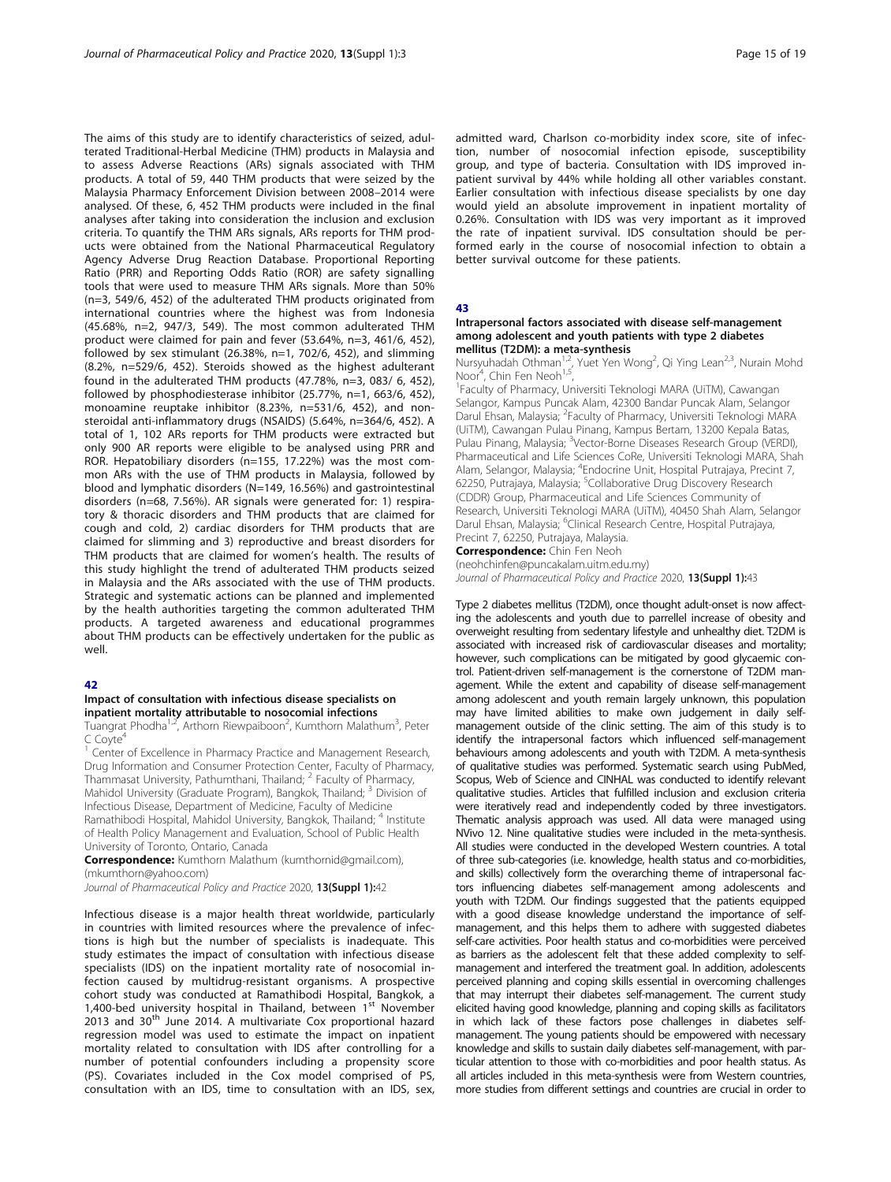The aims of this study are to identify characteristics of seized, adulterated Traditional-Herbal Medicine (THM) products in Malaysia and to assess Adverse Reactions (ARs) signals associated with THM products. A total of 59, 440 THM products that were seized by the Malaysia Pharmacy Enforcement Division between 2008–2014 were analysed. Of these, 6, 452 THM products were included in the final analyses after taking into consideration the inclusion and exclusion criteria. To quantify the THM ARs signals, ARs reports for THM products were obtained from the National Pharmaceutical Regulatory Agency Adverse Drug Reaction Database. Proportional Reporting Ratio (PRR) and Reporting Odds Ratio (ROR) are safety signalling tools that were used to measure THM ARs signals. More than 50% (n=3, 549/6, 452) of the adulterated THM products originated from international countries where the highest was from Indonesia (45.68%, n=2, 947/3, 549). The most common adulterated THM product were claimed for pain and fever (53.64%, n=3, 461/6, 452), followed by sex stimulant (26.38%, n=1, 702/6, 452), and slimming (8.2%, n=529/6, 452). Steroids showed as the highest adulterant found in the adulterated THM products (47.78%, n=3, 083/ 6, 452), followed by phosphodiesterase inhibitor (25.77%, n=1, 663/6, 452), monoamine reuptake inhibitor (8.23%, n=531/6, 452), and non-steroidal anti-inflammatory drugs (NSAIDS) (5.64%, n=364/6, 452). A total of 1, 102 ARs reports for THM products were extracted but only 900 AR reports were eligible to be analysed using PRR and ROR. Hepatobiliary disorders (n=155, 17.22%) was the most common ARs with the use of THM products in Malaysia, followed by blood and lymphatic disorders (N=149, 16.56%) and gastrointestinal disorders (n=68, 7.56%). AR signals were generated for: 1) respiratory & thoracic disorders and THM products that are claimed for cough and cold, 2) cardiac disorders for THM products that are claimed for slimming and 3) reproductive and breast disorders for THM products that are claimed for women's health. The results of this study highlight the trend of adulterated THM products seized in Malaysia and the ARs associated with the use of THM products. Strategic and systematic actions can be planned and implemented by the health authorities targeting the common adulterated THM products. A targeted awareness and educational programmes about THM products can be effectively undertaken for the public as well.

## 42

### Impact of consultation with infectious disease specialists on inpatient mortality attributable to nosocomial infections

Tuangrat Phodha[1,2], Arthorn Riewpaiboon[2], Kumthorn Malathum[3], Peter C Coyte[4]

[1] Center of Excellence in Pharmacy Practice and Management Research, Drug Information and Consumer Protection Center, Faculty of Pharmacy, Thammasat University, Pathumthani, Thailand; [2] Faculty of Pharmacy, Mahidol University (Graduate Program), Bangkok, Thailand; [3] Division of Infectious Disease, Department of Medicine, Faculty of Medicine Ramathibodi Hospital, Mahidol University, Bangkok, Thailand; [4] Institute of Health Policy Management and Evaluation, School of Public Health University of Toronto, Ontario, Canada

**Correspondence:** Kumthorn Malathum (kumthornid@gmail.com), (mkumthorn@yahoo.com)

*Journal of Pharmaceutical Policy and Practice* 2020, **13(Suppl 1):**42

Infectious disease is a major health threat worldwide, particularly in countries with limited resources where the prevalence of infections is high but the number of specialists is inadequate. This study estimates the impact of consultation with infectious disease specialists (IDS) on the inpatient mortality rate of nosocomial infection caused by multidrug-resistant organisms. A prospective cohort study was conducted at Ramathibodi Hospital, Bangkok, a 1,400-bed university hospital in Thailand, between 1st November 2013 and 30th June 2014. A multivariate Cox proportional hazard regression model was used to estimate the impact on inpatient mortality related to consultation with IDS after controlling for a number of potential confounders including a propensity score (PS). Covariates included in the Cox model comprised of PS, consultation with an IDS, time to consultation with an IDS, sex, admitted ward, Charlson co-morbidity index score, site of infection, number of nosocomial infection episode, susceptibility group, and type of bacteria. Consultation with IDS improved inpatient survival by 44% while holding all other variables constant. Earlier consultation with infectious disease specialists by one day would yield an absolute improvement in inpatient mortality of 0.26%. Consultation with IDS was very important as it improved the rate of inpatient survival. IDS consultation should be performed early in the course of nosocomial infection to obtain a better survival outcome for these patients.

## 43

### Intrapersonal factors associated with disease self-management among adolescent and youth patients with type 2 diabetes mellitus (T2DM): a meta-synthesis

Nursyuhadah Othman[1,2], Yuet Yen Wong[2], Qi Ying Lean[2,3], Nurain Mohd Noor[4], Chin Fen Neoh[1,5]

[1]Faculty of Pharmacy, Universiti Teknologi MARA (UiTM), Cawangan Selangor, Kampus Puncak Alam, 42300 Bandar Puncak Alam, Selangor Darul Ehsan, Malaysia; [2]Faculty of Pharmacy, Universiti Teknologi MARA (UiTM), Cawangan Pulau Pinang, Kampus Bertam, 13200 Kepala Batas, Pulau Pinang, Malaysia; [3]Vector-Borne Diseases Research Group (VERDI), Pharmaceutical and Life Sciences CoRe, Universiti Teknologi MARA, Shah Alam, Selangor, Malaysia; [4]Endocrine Unit, Hospital Putrajaya, Precint 7, 62250, Putrajaya, Malaysia; [5]Collaborative Drug Discovery Research (CDDR) Group, Pharmaceutical and Life Sciences Community of Research, Universiti Teknologi MARA (UiTM), 40450 Shah Alam, Selangor Darul Ehsan, Malaysia; [6]Clinical Research Centre, Hospital Putrajaya, Precint 7, 62250, Putrajaya, Malaysia.

**Correspondence:** Chin Fen Neoh (neohchinfen@puncakalam.uitm.edu.my)

*Journal of Pharmaceutical Policy and Practice* 2020, **13(Suppl 1):**43

Type 2 diabetes mellitus (T2DM), once thought adult-onset is now affecting the adolescents and youth due to parrellel increase of obesity and overweight resulting from sedentary lifestyle and unhealthy diet. T2DM is associated with increased risk of cardiovascular diseases and mortality; however, such complications can be mitigated by good glycaemic control. Patient-driven self-management is the cornerstone of T2DM management. While the extent and capability of disease self-management among adolescent and youth remain largely unknown, this population may have limited abilities to make own judgement in daily self-management outside of the clinic setting. The aim of this study is to identify the intrapersonal factors which influenced self-management behaviours among adolescents and youth with T2DM. A meta-synthesis of qualitative studies was performed. Systematic search using PubMed, Scopus, Web of Science and CINHAL was conducted to identify relevant qualitative studies. Articles that fulfilled inclusion and exclusion criteria were iteratively read and independently coded by three investigators. Thematic analysis approach was used. All data were managed using NVivo 12. Nine qualitative studies were included in the meta-synthesis. All studies were conducted in the developed Western countries. A total of three sub-categories (i.e. knowledge, health status and co-morbidities, and skills) collectively form the overarching theme of intrapersonal factors influencing diabetes self-management among adolescents and youth with T2DM. Our findings suggested that the patients equipped with a good disease knowledge understand the importance of self-management, and this helps them to adhere with suggested diabetes self-care activities. Poor health status and co-morbidities were perceived as barriers as the adolescent felt that these added complexity to self-management and interfered the treatment goal. In addition, adolescents perceived planning and coping skills essential in overcoming challenges that may interrupt their diabetes self-management. The current study elicited having good knowledge, planning and coping skills as facilitators in which lack of these factors pose challenges in diabetes self-management. The young patients should be empowered with necessary knowledge and skills to sustain daily diabetes self-management, with particular attention to those with co-morbidities and poor health status. As all articles included in this meta-synthesis were from Western countries, more studies from different settings and countries are crucial in order to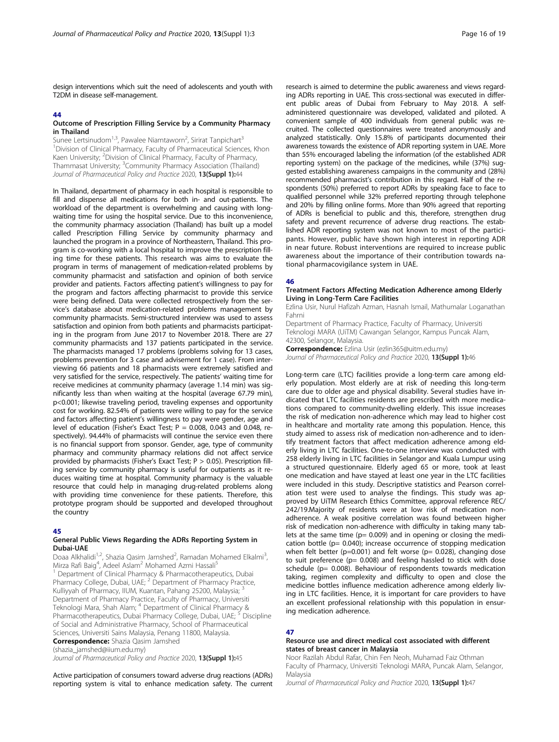design interventions which suit the need of adolescents and youth with T2DM in disease self-management.

## 44

### Outcome of Prescription Filling Service by a Community Pharmacy in Thailand

Sunee Lertsinudom[1,3], Pawalee Niamtaworn[2], Sirirat Tanpichart[3]

[1]Division of Clinical Pharmacy, Faculty of Pharmaceutical Sciences, Khon Kaen University; [2]Division of Clinical Pharmacy, Faculty of Pharmacy, Thammasat University; [3]Community Pharmacy Association (Thailand)

*Journal of Pharmaceutical Policy and Practice* 2020, **13(Suppl 1):**44

In Thailand, department of pharmacy in each hospital is responsible to fill and dispense all medications for both in- and out-patients. The workload of the department is overwhelming and causing with long-waiting time for using the hospital service. Due to this inconvenience, the community pharmacy association (Thailand) has built up a model called Prescription Filling Service by community pharmacy and launched the program in a province of Northeastern, Thailand. This program is co-working with a local hospital to improve the prescription filling time for these patients. This research was aims to evaluate the program in terms of management of medication-related problems by community pharmacist and satisfaction and opinion of both service provider and patients. Factors affecting patient's willingness to pay for the program and factors affecting pharmacist to provide this service were being defined. Data were collected retrospectively from the service's database about medication-related problems management by community pharmacists. Semi-structured interview was used to assess satisfaction and opinion from both patients and pharmacists participating in the program from June 2017 to November 2018. There are 27 community pharmacists and 137 patients participated in the service. The pharmacists managed 17 problems (problems solving for 13 cases, problems prevention for 3 case and advisement for 1 case). From interviewing 66 patients and 18 pharmacists were extremely satisfied and very satisfied for the service, respectively. The patients' waiting time for receive medicines at community pharmacy (average 1.14 min) was significantly less than when waiting at the hospital (average 67.79 min), $p<0.001$; likewise traveling period, traveling expenses and opportunity cost for working. 82.54% of patients were willing to pay for the service and factors affecting patient's willingness to pay were gender, age and level of education (Fisher's Exact Test; $P = 0.008$, 0.043 and 0.048, respectively). 94.44% of pharmacists will continue the service even there is no financial support from sponsor. Gender, age, type of community pharmacy and community pharmacy relations did not affect service provided by pharmacists (Fisher's Exact Test; $P > 0.05$). Prescription filling service by community pharmacy is useful for outpatients as it reduces waiting time at hospital. Community pharmacy is the valuable resource that could help in managing drug-related problems along with providing time convenience for these patients. Therefore, this prototype program should be supported and developed throughout the country

## 45

### General Public Views Regarding the ADRs Reporting System in Dubai-UAE

Doaa Alkhalidi[1,2], Shazia Qasim Jamshed[2], Ramadan Mohamed Elkalmi[3], Mirza Rafi Baig[4], Adeel Aslam[2] Mohamed Azmi Hassali[5]

[1] Department of Clinical Pharmacy & Pharmacotherapeutics, Dubai Pharmacy College, Dubai, UAE; [2] Department of Pharmacy Practice, Kulliyyah of Pharmacy, IIUM, Kuantan, Pahang 25200, Malaysia; [3] Department of Pharmacy Practice, Faculty of Pharmacy, Universiti Teknologi Mara, Shah Alam; [4] Department of Clinical Pharmacy & Pharmacotherapeutics, Dubai Pharmacy College, Dubai, UAE; [5] Discipline of Social and Administrative Pharmacy, School of Pharmaceutical Sciences, Universiti Sains Malaysia, Penang 11800, Malaysia.

**Correspondence:** Shazia Qasim Jamshed (shazia_jamshed@iium.edu.my)

*Journal of Pharmaceutical Policy and Practice* 2020, **13(Suppl 1):**45

Active participation of consumers toward adverse drug reactions (ADRs) reporting system is vital to enhance medication safety. The current research is aimed to determine the public awareness and views regarding ADRs reporting in UAE. This cross-sectional was executed in different public areas of Dubai from February to May 2018. A self-administered questionnaire was developed, validated and piloted. A convenient sample of 400 individuals from general public was recruited. The collected questionnaires were treated anonymously and analyzed statistically. Only 15.8% of participants documented their awareness towards the existence of ADR reporting system in UAE. More than 55% encouraged labeling the information (of the established ADR reporting system) on the package of the medicines, while (37%) suggested establishing awareness campaigns in the community and (28%) recommended pharmacist's contribution in this regard. Half of the respondents (50%) preferred to report ADRs by speaking face to face to qualified personnel while 32% preferred reporting through telephone and 20% by filling online forms. More than 90% agreed that reporting of ADRs is beneficial to public and this, therefore, strengthen drug safety and prevent recurrence of adverse drug reactions. The established ADR reporting system was not known to most of the participants. However, public have shown high interest in reporting ADR in near future. Robust interventions are required to increase public awareness about the importance of their contribution towards national pharmacovigilance system in UAE.

## 46

### Treatment Factors Affecting Medication Adherence among Elderly Living in Long-Term Care Facilities

Ezlina Usir, Nurul Hafizah Azman, Hasnah Ismail, Mathumalar Loganathan Fahrni

Department of Pharmacy Practice, Faculty of Pharmacy, Universiti Teknologi MARA (UiTM) Cawangan Selangor, Kampus Puncak Alam, 42300, Selangor, Malaysia.

**Correspondence:** Ezlina Usir (ezlin365@uitm.edu.my)

*Journal of Pharmaceutical Policy and Practice* 2020, **13(Suppl 1):**46

Long-term care (LTC) facilities provide a long-term care among elderly population. Most elderly are at risk of needing this long-term care due to older age and physical disability. Several studies have indicated that LTC facilities residents are prescribed with more medications compared to community-dwelling elderly. This issue increases the risk of medication non-adherence which may lead to higher cost in healthcare and mortality rate among this population. Hence, this study aimed to assess risk of medication non-adherence and to identify treatment factors that affect medication adherence among elderly living in LTC facilities. One-to-one interview was conducted with 258 elderly living in LTC facilities in Selangor and Kuala Lumpur using a structured questionnaire. Elderly aged 65 or more, took at least one medication and have stayed at least one year in the LTC facilities were included in this study. Descriptive statistics and Pearson correlation test were used to analyse the findings. This study was approved by UiTM Research Ethics Committee, approval reference REC/242/19.Majority of residents were at low risk of medication non-adherence. A weak positive correlation was found between higher risk of medication non-adherence with difficulty in taking many tablets at the same time ($p= 0.009$) and in opening or closing the medication bottle ($p= 0.040$); increase occurrence of stopping medication when felt better ($p=0.001$) and felt worse ($p= 0.028$), changing dose to suit preference ($p= 0.008$) and feeling hassled to stick with dose schedule ($p= 0.008$). Behaviour of respondents towards medication taking, regimen complexity and difficulty to open and close the medicine bottles influence medication adherence among elderly living in LTC facilities. Hence, it is important for care providers to have an excellent professional relationship with this population in ensuring medication adherence.

## 47

### Resource use and direct medical cost associated with different states of breast cancer in Malaysia

Noor Razilah Abdul Rafar, Chin Fen Neoh, Muhamad Faiz Othman

Faculty of Pharmacy, Universiti Teknologi MARA, Puncak Alam, Selangor, Malaysia

*Journal of Pharmaceutical Policy and Practice* 2020, **13(Suppl 1):**47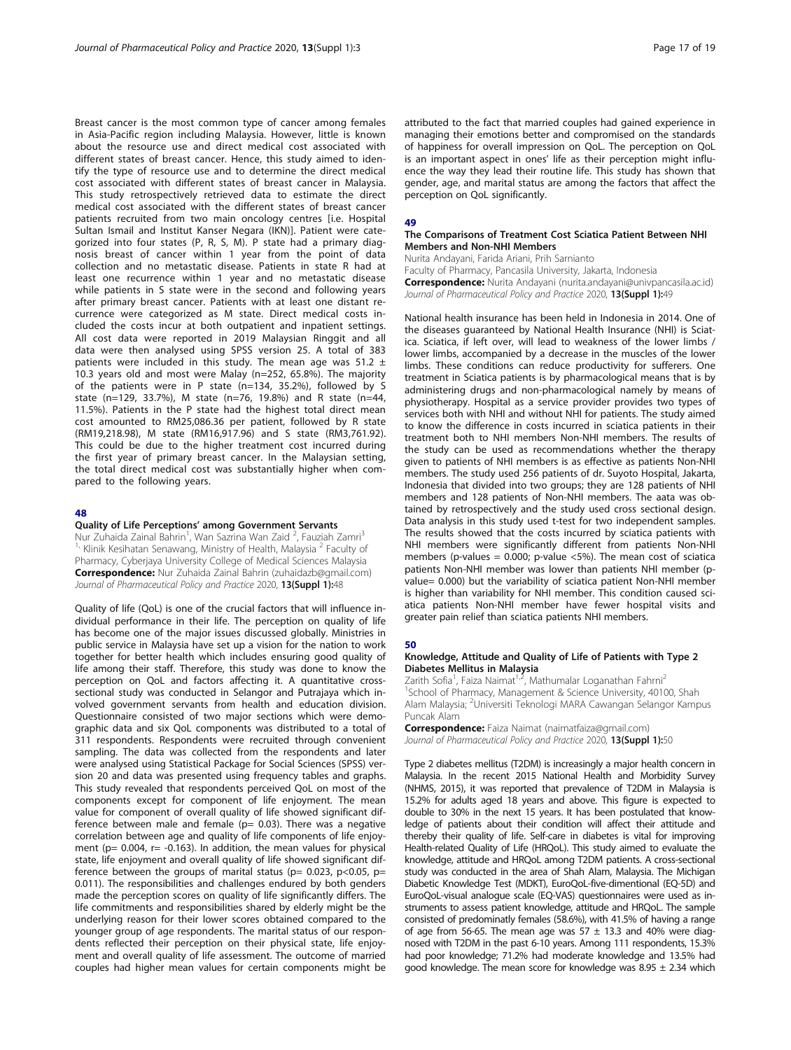Breast cancer is the most common type of cancer among females in Asia-Pacific region including Malaysia. However, little is known about the resource use and direct medical cost associated with different states of breast cancer. Hence, this study aimed to identify the type of resource use and to determine the direct medical cost associated with different states of breast cancer in Malaysia. This study retrospectively retrieved data to estimate the direct medical cost associated with the different states of breast cancer patients recruited from two main oncology centres [i.e. Hospital Sultan Ismail and Institut Kanser Negara (IKN)]. Patient were categorized into four states (P, R, S, M). P state had a primary diagnosis breast of cancer within 1 year from the point of data collection and no metastatic disease. Patients in state R had at least one recurrence within 1 year and no metastatic disease while patients in S state were in the second and following years after primary breast cancer. Patients with at least one distant recurrence were categorized as M state. Direct medical costs included the costs incur at both outpatient and inpatient settings. All cost data were reported in 2019 Malaysian Ringgit and all data were then analysed using SPSS version 25. A total of 383 patients were included in this study. The mean age was 51.2 ± 10.3 years old and most were Malay (n=252, 65.8%). The majority of the patients were in P state (n=134, 35.2%), followed by S state (n=129, 33.7%), M state (n=76, 19.8%) and R state (n=44, 11.5%). Patients in the P state had the highest total direct mean cost amounted to RM25,086.36 per patient, followed by R state (RM19,218.98), M state (RM16,917.96) and S state (RM3,761.92). This could be due to the higher treatment cost incurred during the first year of primary breast cancer. In the Malaysian setting, the total direct medical cost was substantially higher when compared to the following years.

## 48

### Quality of Life Perceptions' among Government Servants

Nur Zuhaida Zainal Bahrin[1], Wan Sazrina Wan Zaid [2], Fauziah Zamri[3]

[1,] Klinik Kesihatan Senawang, Ministry of Health, Malaysia [2] Faculty of Pharmacy, Cyberjaya University College of Medical Sciences Malaysia

**Correspondence:** Nur Zuhaida Zainal Bahrin (zuhaidazb@gmail.com)

*Journal of Pharmaceutical Policy and Practice* 2020, **13(Suppl 1):**48

Quality of life (QoL) is one of the crucial factors that will influence individual performance in their life. The perception on quality of life has become one of the major issues discussed globally. Ministries in public service in Malaysia have set up a vision for the nation to work together for better health which includes ensuring good quality of life among their staff. Therefore, this study was done to know the perception on QoL and factors affecting it. A quantitative cross-sectional study was conducted in Selangor and Putrajaya which involved government servants from health and education division. Questionnaire consisted of two major sections which were demographic data and six QoL components was distributed to a total of 311 respondents. Respondents were recruited through convenient sampling. The data was collected from the respondents and later were analysed using Statistical Package for Social Sciences (SPSS) version 20 and data was presented using frequency tables and graphs. This study revealed that respondents perceived QoL on most of the components except for component of life enjoyment. The mean value for component of overall quality of life showed significant difference between male and female ($p= 0.03$). There was a negative correlation between age and quality of life components of life enjoyment ($p= 0.004$, $r= -0.163$). In addition, the mean values for physical state, life enjoyment and overall quality of life showed significant difference between the groups of marital status ($p= 0.023$, $p<0.05$, $p= 0.011$). The responsibilities and challenges endured by both genders made the perception scores on quality of life significantly differs. The life commitments and responsibilities shared by elderly might be the underlying reason for their lower scores obtained compared to the younger group of age respondents. The marital status of our respondents reflected their perception on their physical state, life enjoyment and overall quality of life assessment. The outcome of married couples had higher mean values for certain components might be attributed to the fact that married couples had gained experience in managing their emotions better and compromised on the standards of happiness for overall impression on QoL. The perception on QoL is an important aspect in ones' life as their perception might influence the way they lead their routine life. This study has shown that gender, age, and marital status are among the factors that affect the perception on QoL significantly.

## 49

### The Comparisons of Treatment Cost Sciatica Patient Between NHI Members and Non-NHI Members

Nurita Andayani, Farida Ariani, Prih Sarnianto

Faculty of Pharmacy, Pancasila University, Jakarta, Indonesia

**Correspondence:** Nurita Andayani (nurita.andayani@univpancasila.ac.id)

*Journal of Pharmaceutical Policy and Practice* 2020, **13(Suppl 1):**49

National health insurance has been held in Indonesia in 2014. One of the diseases guaranteed by National Health Insurance (NHI) is Sciatica. Sciatica, if left over, will lead to weakness of the lower limbs / lower limbs, accompanied by a decrease in the muscles of the lower limbs. These conditions can reduce productivity for sufferers. One treatment in Sciatica patients is by pharmacological means that is by administering drugs and non-pharmacological namely by means of physiotherapy. Hospital as a service provider provides two types of services both with NHI and without NHI for patients. The study aimed to know the difference in costs incurred in sciatica patients in their treatment both to NHI members Non-NHI members. The results of the study can be used as recommendations whether the therapy given to patients of NHI members is as effective as patients Non-NHI members. The study used 256 patients of dr. Suyoto Hospital, Jakarta, Indonesia that divided into two groups; they are 128 patients of NHI members and 128 patients of Non-NHI members. The aata was obtained by retrospectively and the study used cross sectional design. Data analysis in this study used t-test for two independent samples. The results showed that the costs incurred by sciatica patients with NHI members were significantly different from patients Non-NHI members (p-values = 0.000; p-value <5%). The mean cost of sciatica patients Non-NHI member was lower than patients NHI member (p-value= 0.000) but the variability of sciatica patient Non-NHI member is higher than variability for NHI member. This condition caused sciatica patients Non-NHI member have fewer hospital visits and greater pain relief than sciatica patients NHI members.

## 50

### Knowledge, Attitude and Quality of Life of Patients with Type 2 Diabetes Mellitus in Malaysia

Zarith Sofia[1], Faiza Naimat[1,2], Mathumalar Loganathan Fahrni[2]

[1]School of Pharmacy, Management & Science University, 40100, Shah Alam Malaysia; [2]Universiti Teknologi MARA Cawangan Selangor Kampus Puncak Alam

**Correspondence:** Faiza Naimat (naimatfaiza@gmail.com)

*Journal of Pharmaceutical Policy and Practice* 2020, **13(Suppl 1):**50

Type 2 diabetes mellitus (T2DM) is increasingly a major health concern in Malaysia. In the recent 2015 National Health and Morbidity Survey (NHMS, 2015), it was reported that prevalence of T2DM in Malaysia is 15.2% for adults aged 18 years and above. This figure is expected to double to 30% in the next 15 years. It has been postulated that knowledge of patients about their condition will affect their attitude and thereby their quality of life. Self-care in diabetes is vital for improving Health-related Quality of Life (HRQoL). This study aimed to evaluate the knowledge, attitude and HRQoL among T2DM patients. A cross-sectional study was conducted in the area of Shah Alam, Malaysia. The Michigan Diabetic Knowledge Test (MDKT), EuroQoL-five-dimentional (EQ-5D) and EuroQoL-visual analogue scale (EQ-VAS) questionnaires were used as instruments to assess patient knowledge, attitude and HRQoL. The sample consisted of predominatly females (58.6%), with 41.5% of having a range of age from 56-65. The mean age was 57 ± 13.3 and 40% were diagnosed with T2DM in the past 6-10 years. Among 111 respondents, 15.3% had poor knowledge; 71.2% had moderate knowledge and 13.5% had good knowledge. The mean score for knowledge was 8.95 ± 2.34 which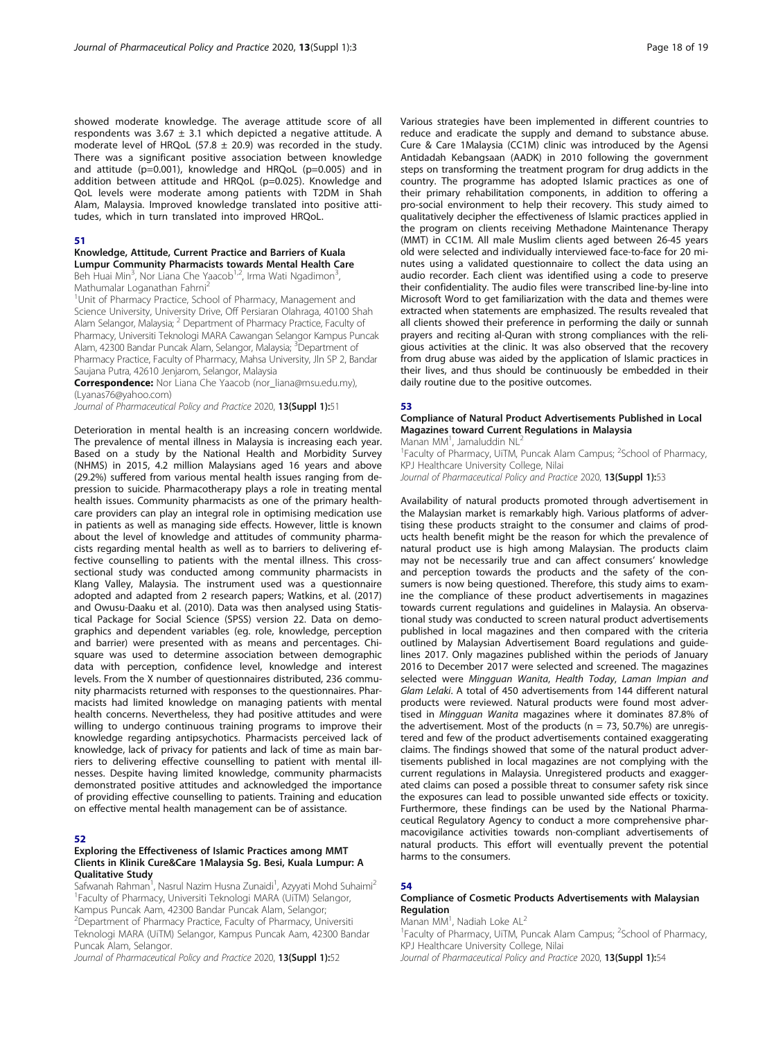showed moderate knowledge. The average attitude score of all respondents was 3.67 ± 3.1 which depicted a negative attitude. A moderate level of HRQoL (57.8 ± 20.9) was recorded in the study. There was a significant positive association between knowledge and attitude (p=0.001), knowledge and HRQoL (p=0.005) and in addition between attitude and HRQoL (p=0.025). Knowledge and QoL levels were moderate among patients with T2DM in Shah Alam, Malaysia. Improved knowledge translated into positive attitudes, which in turn translated into improved HRQoL.

### 51

#### Knowledge, Attitude, Current Practice and Barriers of Kuala Lumpur Community Pharmacists towards Mental Health Care

Beh Huai Min[3], Nor Liana Che Yaacob[1,2], Irma Wati Ngadimon[3], Mathumalar Loganathan Fahrni[2]

[1]Unit of Pharmacy Practice, School of Pharmacy, Management and Science University, University Drive, Off Persiaran Olahraga, 40100 Shah Alam Selangor, Malaysia; [2] Department of Pharmacy Practice, Faculty of Pharmacy, Universiti Teknologi MARA Cawangan Selangor Kampus Puncak Alam, 42300 Bandar Puncak Alam, Selangor, Malaysia; [3]Department of Pharmacy Practice, Faculty of Pharmacy, Mahsa University, Jln SP 2, Bandar Saujana Putra, 42610 Jenjarom, Selangor, Malaysia

**Correspondence:** Nor Liana Che Yaacob (nor_liana@msu.edu.my), (Lyanas76@yahoo.com)

*Journal of Pharmaceutical Policy and Practice* 2020, **13(Suppl 1):**51

Deterioration in mental health is an increasing concern worldwide. The prevalence of mental illness in Malaysia is increasing each year. Based on a study by the National Health and Morbidity Survey (NHMS) in 2015, 4.2 million Malaysians aged 16 years and above (29.2%) suffered from various mental health issues ranging from depression to suicide. Pharmacotherapy plays a role in treating mental health issues. Community pharmacists as one of the primary healthcare providers can play an integral role in optimising medication use in patients as well as managing side effects. However, little is known about the level of knowledge and attitudes of community pharmacists regarding mental health as well as to barriers to delivering effective counselling to patients with the mental illness. This cross-sectional study was conducted among community pharmacists in Klang Valley, Malaysia. The instrument used was a questionnaire adopted and adapted from 2 research papers; Watkins, et al. (2017) and Owusu-Daaku et al. (2010). Data was then analysed using Statistical Package for Social Science (SPSS) version 22. Data on demographics and dependent variables (eg. role, knowledge, perception and barrier) were presented with as means and percentages. Chi-square was used to determine association between demographic data with perception, confidence level, knowledge and interest levels. From the X number of questionnaires distributed, 236 community pharmacists returned with responses to the questionnaires. Pharmacists had limited knowledge on managing patients with mental health concerns. Nevertheless, they had positive attitudes and were willing to undergo continuous training programs to improve their knowledge regarding antipsychotics. Pharmacists perceived lack of knowledge, lack of privacy for patients and lack of time as main barriers to delivering effective counselling to patient with mental illnesses. Despite having limited knowledge, community pharmacists demonstrated positive attitudes and acknowledged the importance of providing effective counselling to patients. Training and education on effective mental health management can be of assistance.

### 52

#### Exploring the Effectiveness of Islamic Practices among MMT Clients in Klinik Cure&Care 1Malaysia Sg. Besi, Kuala Lumpur: A Qualitative Study

Safwanah Rahman[1], Nasrul Nazim Husna Zunaidi[1], Azyyati Mohd Suhaimi[2]

[1]Faculty of Pharmacy, Universiti Teknologi MARA (UiTM) Selangor, Kampus Puncak Aam, 42300 Bandar Puncak Alam, Selangor; [2]Department of Pharmacy Practice, Faculty of Pharmacy, Universiti Teknologi MARA (UiTM) Selangor, Kampus Puncak Aam, 42300 Bandar Puncak Alam, Selangor.

*Journal of Pharmaceutical Policy and Practice* 2020, **13(Suppl 1):**52

Various strategies have been implemented in different countries to reduce and eradicate the supply and demand to substance abuse. Cure & Care 1Malaysia (CC1M) clinic was introduced by the Agensi Antidadah Kebangsaan (AADK) in 2010 following the government steps on transforming the treatment program for drug addicts in the country. The programme has adopted Islamic practices as one of their primary rehabilitation components, in addition to offering a pro-social environment to help their recovery. This study aimed to qualitatively decipher the effectiveness of Islamic practices applied in the program on clients receiving Methadone Maintenance Therapy (MMT) in CC1M. All male Muslim clients aged between 26-45 years old were selected and individually interviewed face-to-face for 20 minutes using a validated questionnaire to collect the data using an audio recorder. Each client was identified using a code to preserve their confidentiality. The audio files were transcribed line-by-line into Microsoft Word to get familiarization with the data and themes were extracted when statements are emphasized. The results revealed that all clients showed their preference in performing the daily or sunnah prayers and reciting al-Quran with strong compliances with the religious activities at the clinic. It was also observed that the recovery from drug abuse was aided by the application of Islamic practices in their lives, and thus should be continuously be embedded in their daily routine due to the positive outcomes.

### 53

#### Compliance of Natural Product Advertisements Published in Local Magazines toward Current Regulations in Malaysia

Manan MM[1], Jamaluddin NL[2]

[1]Faculty of Pharmacy, UiTM, Puncak Alam Campus; [2]School of Pharmacy, KPJ Healthcare University College, Nilai

*Journal of Pharmaceutical Policy and Practice* 2020, **13(Suppl 1):**53

Availability of natural products promoted through advertisement in the Malaysian market is remarkably high. Various platforms of advertising these products straight to the consumer and claims of products health benefit might be the reason for which the prevalence of natural product use is high among Malaysian. The products claim may not be necessarily true and can affect consumers' knowledge and perception towards the products and the safety of the consumers is now being questioned. Therefore, this study aims to examine the compliance of these product advertisements in magazines towards current regulations and guidelines in Malaysia. An observational study was conducted to screen natural product advertisements published in local magazines and then compared with the criteria outlined by Malaysian Advertisement Board regulations and guidelines 2017. Only magazines published within the periods of January 2016 to December 2017 were selected and screened. The magazines selected were *Mingguan Wanita*, *Health Today*, *Laman Impian and Glam Lelaki*. A total of 450 advertisements from 144 different natural products were reviewed. Natural products were found most advertised in *Mingguan Wanita* magazines where it dominates 87.8% of the advertisement. Most of the products (n = 73, 50.7%) are unregistered and few of the product advertisements contained exaggerating claims. The findings showed that some of the natural product advertisements published in local magazines are not complying with the current regulations in Malaysia. Unregistered products and exaggerated claims can posed a possible threat to consumer safety risk since the exposures can lead to possible unwanted side effects or toxicity. Furthermore, these findings can be used by the National Pharmaceutical Regulatory Agency to conduct a more comprehensive pharmacovigilance activities towards non-compliant advertisements of natural products. This effort will eventually prevent the potential harms to the consumers.

### 54

#### Compliance of Cosmetic Products Advertisements with Malaysian Regulation

Manan MM[1], Nadiah Loke AL[2]

[1]Faculty of Pharmacy, UiTM, Puncak Alam Campus; [2]School of Pharmacy, KPJ Healthcare University College, Nilai

*Journal of Pharmaceutical Policy and Practice* 2020, **13(Suppl 1):**54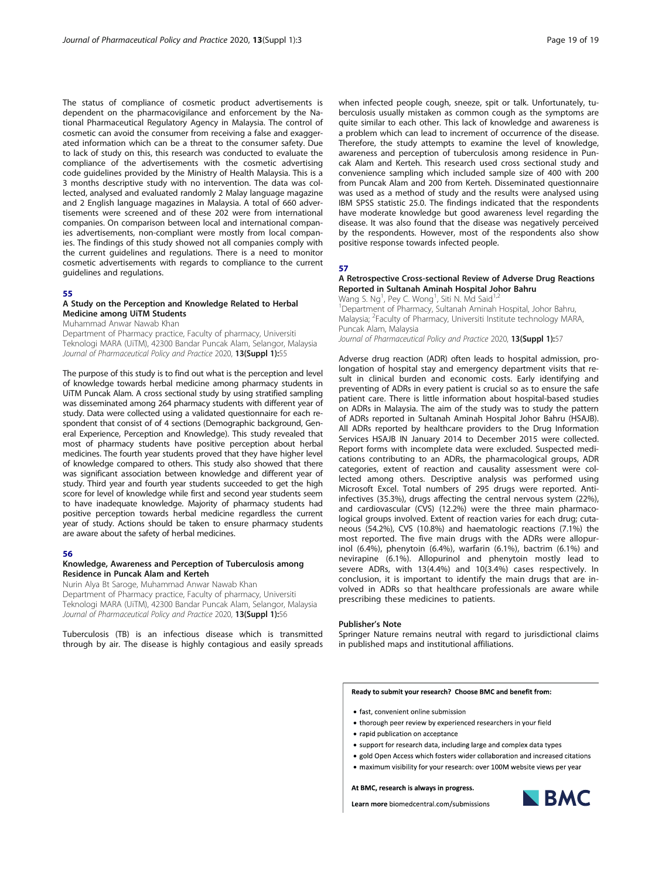The status of compliance of cosmetic product advertisements is dependent on the pharmacovigilance and enforcement by the National Pharmaceutical Regulatory Agency in Malaysia. The control of cosmetic can avoid the consumer from receiving a false and exaggerated information which can be a threat to the consumer safety. Due to lack of study on this, this research was conducted to evaluate the compliance of the advertisements with the cosmetic advertising code guidelines provided by the Ministry of Health Malaysia. This is a 3 months descriptive study with no intervention. The data was collected, analysed and evaluated randomly 2 Malay language magazine and 2 English language magazines in Malaysia. A total of 660 advertisements were screened and of these 202 were from international companies. On comparison between local and international companies advertisements, non-compliant were mostly from local companies. The findings of this study showed not all companies comply with the current guidelines and regulations. There is a need to monitor cosmetic advertisements with regards to compliance to the current guidelines and regulations.

## 55

### A Study on the Perception and Knowledge Related to Herbal Medicine among UiTM Students

Muhammad Anwar Nawab Khan

Department of Pharmacy practice, Faculty of pharmacy, Universiti Teknologi MARA (UiTM), 42300 Bandar Puncak Alam, Selangor, Malaysia

*Journal of Pharmaceutical Policy and Practice* 2020, **13(Suppl 1):**55

The purpose of this study is to find out what is the perception and level of knowledge towards herbal medicine among pharmacy students in UiTM Puncak Alam. A cross sectional study by using stratified sampling was disseminated among 264 pharmacy students with different year of study. Data were collected using a validated questionnaire for each respondent that consist of of 4 sections (Demographic background, General Experience, Perception and Knowledge). This study revealed that most of pharmacy students have positive perception about herbal medicines. The fourth year students proved that they have higher level of knowledge compared to others. This study also showed that there was significant association between knowledge and different year of study. Third year and fourth year students succeeded to get the high score for level of knowledge while first and second year students seem to have inadequate knowledge. Majority of pharmacy students had positive perception towards herbal medicine regardless the current year of study. Actions should be taken to ensure pharmacy students are aware about the safety of herbal medicines.

## 56

### Knowledge, Awareness and Perception of Tuberculosis among Residence in Puncak Alam and Kerteh

Nurin Alya Bt Saroge, Muhammad Anwar Nawab Khan

Department of Pharmacy practice, Faculty of pharmacy, Universiti Teknologi MARA (UiTM), 42300 Bandar Puncak Alam, Selangor, Malaysia

*Journal of Pharmaceutical Policy and Practice* 2020, **13(Suppl 1):**56

Tuberculosis (TB) is an infectious disease which is transmitted through by air. The disease is highly contagious and easily spreads when infected people cough, sneeze, spit or talk. Unfortunately, tuberculosis usually mistaken as common cough as the symptoms are quite similar to each other. This lack of knowledge and awareness is a problem which can lead to increment of occurrence of the disease. Therefore, the study attempts to examine the level of knowledge, awareness and perception of tuberculosis among residence in Puncak Alam and Kerteh. This research used cross sectional study and convenience sampling which included sample size of 400 with 200 from Puncak Alam and 200 from Kerteh. Disseminated questionnaire was used as a method of study and the results were analysed using IBM SPSS statistic 25.0. The findings indicated that the respondents have moderate knowledge but good awareness level regarding the disease. It was also found that the disease was negatively perceived by the respondents. However, most of the respondents also show positive response towards infected people.

## 57

### A Retrospective Cross-sectional Review of Adverse Drug Reactions Reported in Sultanah Aminah Hospital Johor Bahru

Wang S. Ng[1], Pey C. Wong[1], Siti N. Md Said[1,2]

[1]Department of Pharmacy, Sultanah Aminah Hospital, Johor Bahru, Malaysia; [2]Faculty of Pharmacy, Universiti Institute technology MARA, Puncak Alam, Malaysia

*Journal of Pharmaceutical Policy and Practice* 2020, **13(Suppl 1):**57

Adverse drug reaction (ADR) often leads to hospital admission, prolongation of hospital stay and emergency department visits that result in clinical burden and economic costs. Early identifying and preventing of ADRs in every patient is crucial so as to ensure the safe patient care. There is little information about hospital-based studies on ADRs in Malaysia. The aim of the study was to study the pattern of ADRs reported in Sultanah Aminah Hospital Johor Bahru (HSAJB). All ADRs reported by healthcare providers to the Drug Information Services HSAJB IN January 2014 to December 2015 were collected. Report forms with incomplete data were excluded. Suspected medications contributing to an ADRs, the pharmacological groups, ADR categories, extent of reaction and causality assessment were collected among others. Descriptive analysis was performed using Microsoft Excel. Total numbers of 295 drugs were reported. Anti-infectives (35.3%), drugs affecting the central nervous system (22%), and cardiovascular (CVS) (12.2%) were the three main pharmacological groups involved. Extent of reaction varies for each drug; cutaneous (54.2%), CVS (10.8%) and haematologic reactions (7.1%) the most reported. The five main drugs with the ADRs were allopurinol (6.4%), phenytoin (6.4%), warfarin (6.1%), bactrim (6.1%) and nevirapine (6.1%). Allopurinol and phenytoin mostly lead to severe ADRs, with 13(4.4%) and 10(3.4%) cases respectively. In conclusion, it is important to identify the main drugs that are involved in ADRs so that healthcare professionals are aware while prescribing these medicines to patients.

#### Publisher's Note

Springer Nature remains neutral with regard to jurisdictional claims in published maps and institutional affiliations.

**Ready to submit your research? Choose BMC and benefit from:**

- fast, convenient online submission
- thorough peer review by experienced researchers in your field
- rapid publication on acceptance
- support for research data, including large and complex data types
- gold Open Access which fosters wider collaboration and increased citations
- maximum visibility for your research: over 100M website views per year

**At BMC, research is always in progress.**

**Learn more** biomedcentral.com/submissions